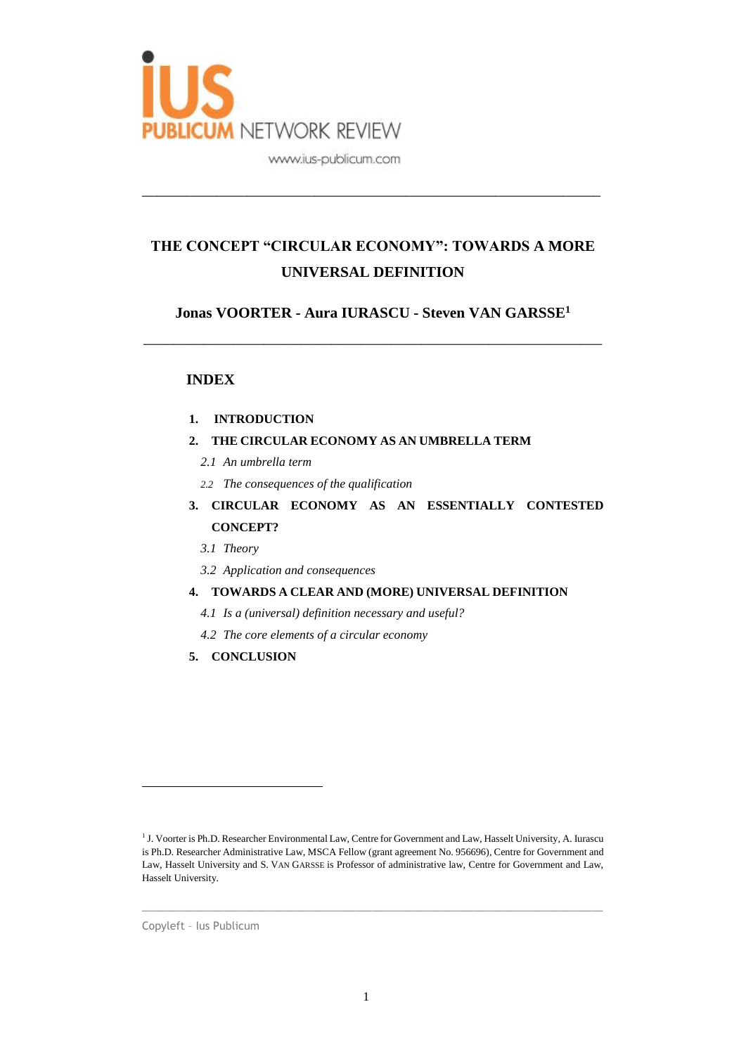# THE CONCEPT "CIRCULAR ECONOMY": TOWARDS A MORE UNIVERSAL DEFINITION

**Jonas VOORTER - Aura IURASCU - Steven VAN GARSSE[1]**

---

## INDEX

1. **INTRODUCTION**
2. **THE CIRCULAR ECONOMY AS AN UMBRELLA TERM**
   - *2.1 An umbrella term*
   - *2.2 The consequences of the qualification*
3. **CIRCULAR ECONOMY AS AN ESSENTIALLY CONTESTED CONCEPT?**
   - *3.1 Theory*
   - *3.2 Application and consequences*
4. **TOWARDS A CLEAR AND (MORE) UNIVERSAL DEFINITION**
   - *4.1 Is a (universal) definition necessary and useful?*
   - *4.2 The core elements of a circular economy*
5. **CONCLUSION**

---

[1] J. Voorter is Ph.D. Researcher Environmental Law, Centre for Government and Law, Hasselt University, A. Iurascu is Ph.D. Researcher Administrative Law, MSCA Fellow (grant agreement No. 956696), Centre for Government and Law, Hasselt University and S. VAN GARSSE is Professor of administrative law, Centre for Government and Law, Hasselt University.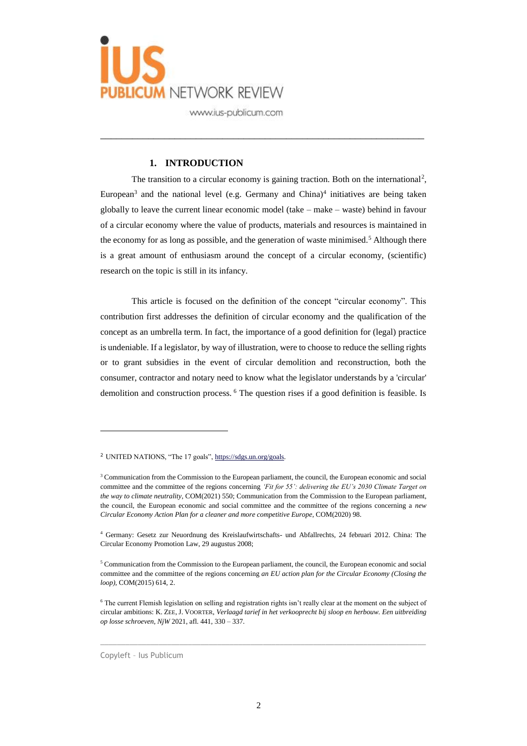## 1. INTRODUCTION

The transition to a circular economy is gaining traction. Both on the international[2], European[3] and the national level (e.g. Germany and China)[4] initiatives are being taken globally to leave the current linear economic model (take – make – waste) behind in favour of a circular economy where the value of products, materials and resources is maintained in the economy for as long as possible, and the generation of waste minimised.[5] Although there is a great amount of enthusiasm around the concept of a circular economy, (scientific) research on the topic is still in its infancy.

This article is focused on the definition of the concept "circular economy". This contribution first addresses the definition of circular economy and the qualification of the concept as an umbrella term. In fact, the importance of a good definition for (legal) practice is undeniable. If a legislator, by way of illustration, were to choose to reduce the selling rights or to grant subsidies in the event of circular demolition and reconstruction, both the consumer, contractor and notary need to know what the legislator understands by a 'circular' demolition and construction process. [6] The question rises if a good definition is feasible. Is

---

[2] UNITED NATIONS, "The 17 goals", https://sdgs.un.org/goals.

[3] Communication from the Commission to the European parliament, the council, the European economic and social committee and the committee of the regions concerning *'Fit for 55': delivering the EU's 2030 Climate Target on the way to climate neutrality*, COM(2021) 550; Communication from the Commission to the European parliament, the council, the European economic and social committee and the committee of the regions concerning a *new Circular Economy Action Plan for a cleaner and more competitive Europe*, COM(2020) 98.

[4] Germany: Gesetz zur Neuordnung des Kreislaufwirtschafts- und Abfallrechts, 24 februari 2012. China: The Circular Economy Promotion Law, 29 augustus 2008;

[5] Communication from the Commission to the European parliament, the council, the European economic and social committee and the committee of the regions concerning *an EU action plan for the Circular Economy (Closing the loop)*, COM(2015) 614, 2.

[6] The current Flemish legislation on selling and registration rights isn't really clear at the moment on the subject of circular ambitions: K. ZEE, J. VOORTER, *Verlaagd tarief in het verkooprecht bij sloop en herbouw. Een uitbreiding op losse schroeven*, *NjW* 2021, afl. 441, 330 – 337.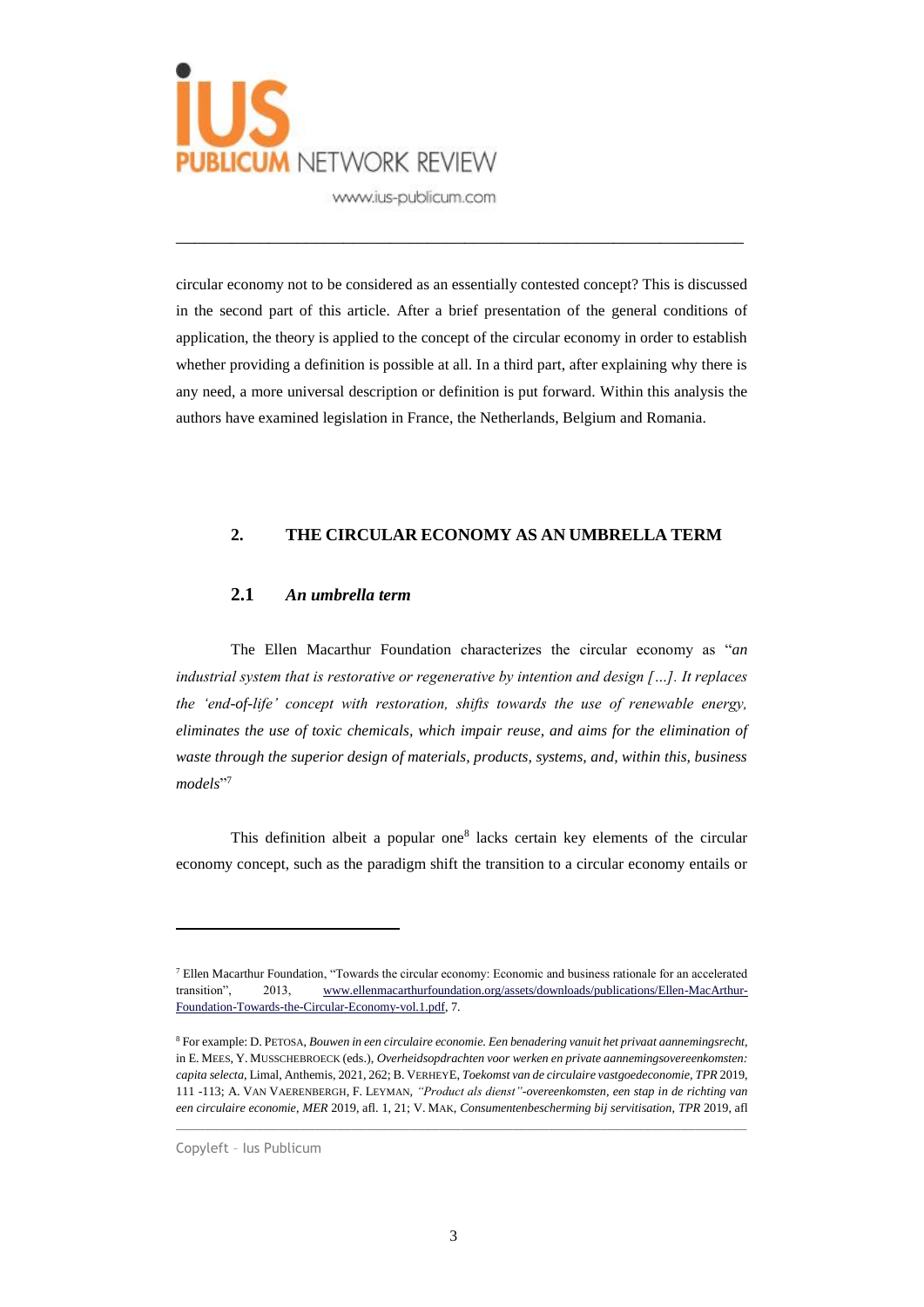circular economy not to be considered as an essentially contested concept? This is discussed in the second part of this article. After a brief presentation of the general conditions of application, the theory is applied to the concept of the circular economy in order to establish whether providing a definition is possible at all. In a third part, after explaining why there is any need, a more universal description or definition is put forward. Within this analysis the authors have examined legislation in France, the Netherlands, Belgium and Romania.

## 2. THE CIRCULAR ECONOMY AS AN UMBRELLA TERM

### 2.1 *An umbrella term*

The Ellen Macarthur Foundation characterizes the circular economy as "*an industrial system that is restorative or regenerative by intention and design […]. It replaces the 'end-of-life' concept with restoration, shifts towards the use of renewable energy, eliminates the use of toxic chemicals, which impair reuse, and aims for the elimination of waste through the superior design of materials, products, systems, and, within this, business models*"[7]

This definition albeit a popular one[8] lacks certain key elements of the circular economy concept, such as the paradigm shift the transition to a circular economy entails or

---

[7] Ellen Macarthur Foundation, "Towards the circular economy: Economic and business rationale for an accelerated transition", 2013, www.ellenmacarthurfoundation.org/assets/downloads/publications/Ellen-MacArthur-Foundation-Towards-the-Circular-Economy-vol.1.pdf, 7.

[8] For example: D. PETOSA, *Bouwen in een circulaire economie. Een benadering vanuit het privaat aannemingsrecht*, in E. MEES, Y. MUSSCHEBROECK (eds.), *Overheidsopdrachten voor werken en private aannemingsovereenkomsten: capita selecta*, Limal, Anthemis, 2021, 262; B. VERHEYE, *Toekomst van de circulaire vastgoedeconomie*, *TPR* 2019, 111 -113; A. VAN VAERENBERGH, F. LEYMAN, *"Product als dienst"-overeenkomsten, een stap in de richting van een circulaire economie*, *MER* 2019, afl. 1, 21; V. MAK, *Consumentenbescherming bij servitisation*, *TPR* 2019, afl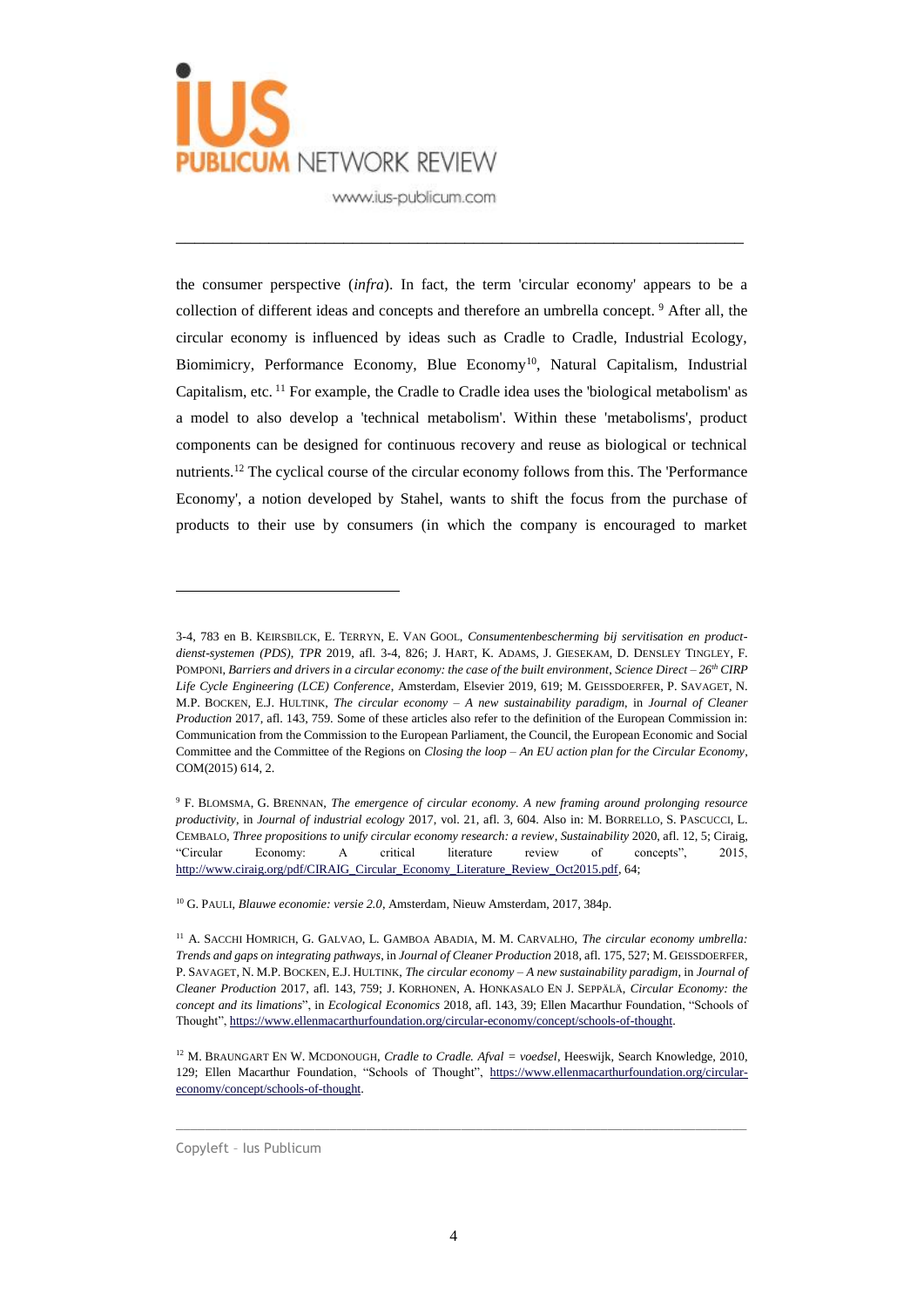the consumer perspective (*infra*). In fact, the term 'circular economy' appears to be a collection of different ideas and concepts and therefore an umbrella concept. [9] After all, the circular economy is influenced by ideas such as Cradle to Cradle, Industrial Ecology, Biomimicry, Performance Economy, Blue Economy[10], Natural Capitalism, Industrial Capitalism, etc. [11] For example, the Cradle to Cradle idea uses the 'biological metabolism' as a model to also develop a 'technical metabolism'. Within these 'metabolisms', product components can be designed for continuous recovery and reuse as biological or technical nutrients.[12] The cyclical course of the circular economy follows from this. The 'Performance Economy', a notion developed by Stahel, wants to shift the focus from the purchase of products to their use by consumers (in which the company is encouraged to market

---

3-4, 783 en B. KEIRSBILCK, E. TERRYN, E. VAN GOOL, *Consumentenbescherming bij servitisation en product-dienst-systemen (PDS)*, *TPR* 2019, afl. 3-4, 826; J. HART, K. ADAMS, J. GIESEKAM, D. DENSLEY TINGLEY, F. POMPONI, *Barriers and drivers in a circular economy: the case of the built environment*, *Science Direct – 26th CIRP Life Cycle Engineering (LCE) Conference*, Amsterdam, Elsevier 2019, 619; M. GEISSDOERFER, P. SAVAGET, N. M.P. BOCKEN, E.J. HULTINK, *The circular economy – A new sustainability paradigm*, in *Journal of Cleaner Production* 2017, afl. 143, 759. Some of these articles also refer to the definition of the European Commission in: Communication from the Commission to the European Parliament, the Council, the European Economic and Social Committee and the Committee of the Regions on *Closing the loop – An EU action plan for the Circular Economy*, COM(2015) 614, 2.

[9] F. BLOMSMA, G. BRENNAN, *The emergence of circular economy. A new framing around prolonging resource productivity*, in *Journal of industrial ecology* 2017, vol. 21, afl. 3, 604. Also in: M. BORRELLO, S. PASCUCCI, L. CEMBALO, *Three propositions to unify circular economy research: a review*, *Sustainability* 2020, afl. 12, 5; Ciraig, "Circular Economy: A critical literature review of concepts", 2015, http://www.ciraig.org/pdf/CIRAIG_Circular_Economy_Literature_Review_Oct2015.pdf, 64;

[10] G. PAULI, *Blauwe economie: versie 2.0*, Amsterdam, Nieuw Amsterdam, 2017, 384p.

[11] A. SACCHI HOMRICH, G. GALVAO, L. GAMBOA ABADIA, M. M. CARVALHO, *The circular economy umbrella: Trends and gaps on integrating pathways*, in *Journal of Cleaner Production* 2018, afl. 175, 527; M. GEISSDOERFER, P. SAVAGET, N. M.P. BOCKEN, E.J. HULTINK, *The circular economy – A new sustainability paradigm*, in *Journal of Cleaner Production* 2017, afl. 143, 759; J. KORHONEN, A. HONKASALO EN J. SEPPÄLÄ, *Circular Economy: the concept and its limations*", in *Ecological Economics* 2018, afl. 143, 39; Ellen Macarthur Foundation, "Schools of Thought", https://www.ellenmacarthurfoundation.org/circular-economy/concept/schools-of-thought.

[12] M. BRAUNGART EN W. MCDONOUGH, *Cradle to Cradle. Afval = voedsel*, Heeswijk, Search Knowledge, 2010, 129; Ellen Macarthur Foundation, "Schools of Thought", https://www.ellenmacarthurfoundation.org/circular-economy/concept/schools-of-thought.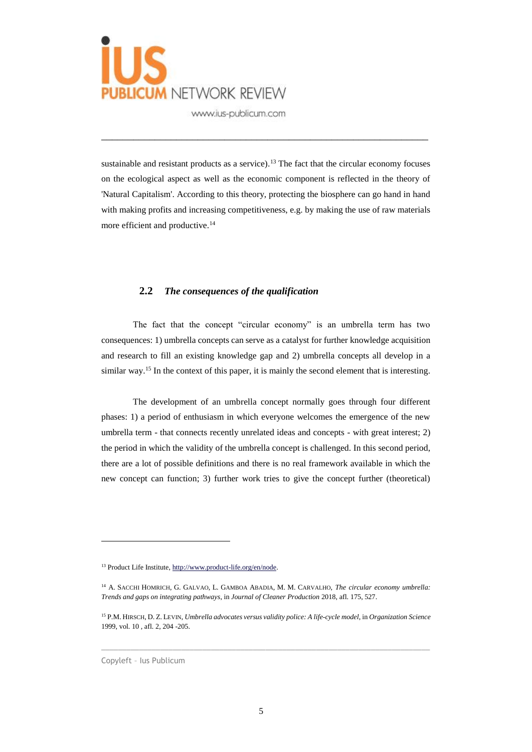sustainable and resistant products as a service).[13] The fact that the circular economy focuses on the ecological aspect as well as the economic component is reflected in the theory of 'Natural Capitalism'. According to this theory, protecting the biosphere can go hand in hand with making profits and increasing competitiveness, e.g. by making the use of raw materials more efficient and productive.[14]

### 2.2 *The consequences of the qualification*

The fact that the concept "circular economy" is an umbrella term has two consequences: 1) umbrella concepts can serve as a catalyst for further knowledge acquisition and research to fill an existing knowledge gap and 2) umbrella concepts all develop in a similar way.[15] In the context of this paper, it is mainly the second element that is interesting.

The development of an umbrella concept normally goes through four different phases: 1) a period of enthusiasm in which everyone welcomes the emergence of the new umbrella term - that connects recently unrelated ideas and concepts - with great interest; 2) the period in which the validity of the umbrella concept is challenged. In this second period, there are a lot of possible definitions and there is no real framework available in which the new concept can function; 3) further work tries to give the concept further (theoretical)

---

[13] Product Life Institute, http://www.product-life.org/en/node.

[14] A. Sacchi Homrich, G. Galvao, L. Gamboa Abadia, M. M. Carvalho, *The circular economy umbrella: Trends and gaps on integrating pathways*, in *Journal of Cleaner Production* 2018, afl. 175, 527.

[15] P.M. Hirsch, D. Z. Levin, *Umbrella advocates versus validity police: A life-cycle model*, in *Organization Science* 1999, vol. 10 , afl. 2, 204 -205.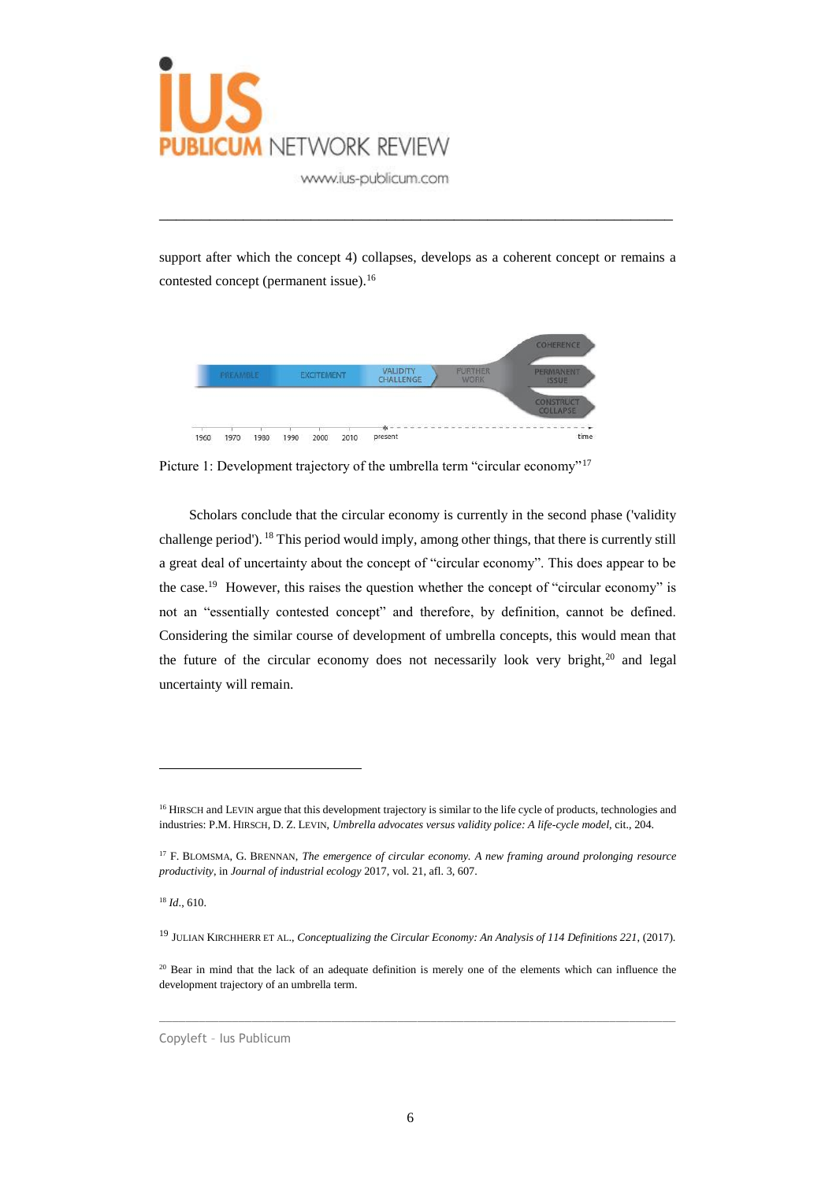support after which the concept 4) collapses, develops as a coherent concept or remains a contested concept (permanent issue).[16]

Picture 1: Development trajectory of the umbrella term "circular economy"[17]

Scholars conclude that the circular economy is currently in the second phase ('validity challenge period'). [18] This period would imply, among other things, that there is currently still a great deal of uncertainty about the concept of "circular economy". This does appear to be the case.[19] However, this raises the question whether the concept of "circular economy" is not an "essentially contested concept" and therefore, by definition, cannot be defined. Considering the similar course of development of umbrella concepts, this would mean that the future of the circular economy does not necessarily look very bright,[20] and legal uncertainty will remain.

---

[16] HIRSCH and LEVIN argue that this development trajectory is similar to the life cycle of products, technologies and industries: P.M. HIRSCH, D. Z. LEVIN, *Umbrella advocates versus validity police: A life-cycle model*, cit., 204.

[17] F. BLOMSMA, G. BRENNAN, *The emergence of circular economy. A new framing around prolonging resource productivity*, in *Journal of industrial ecology* 2017, vol. 21, afl. 3, 607.

[18] *Id.*, 610.

[19] JULIAN KIRCHHERR ET AL., *Conceptualizing the Circular Economy: An Analysis of 114 Definitions 221*, (2017).

[20] Bear in mind that the lack of an adequate definition is merely one of the elements which can influence the development trajectory of an umbrella term.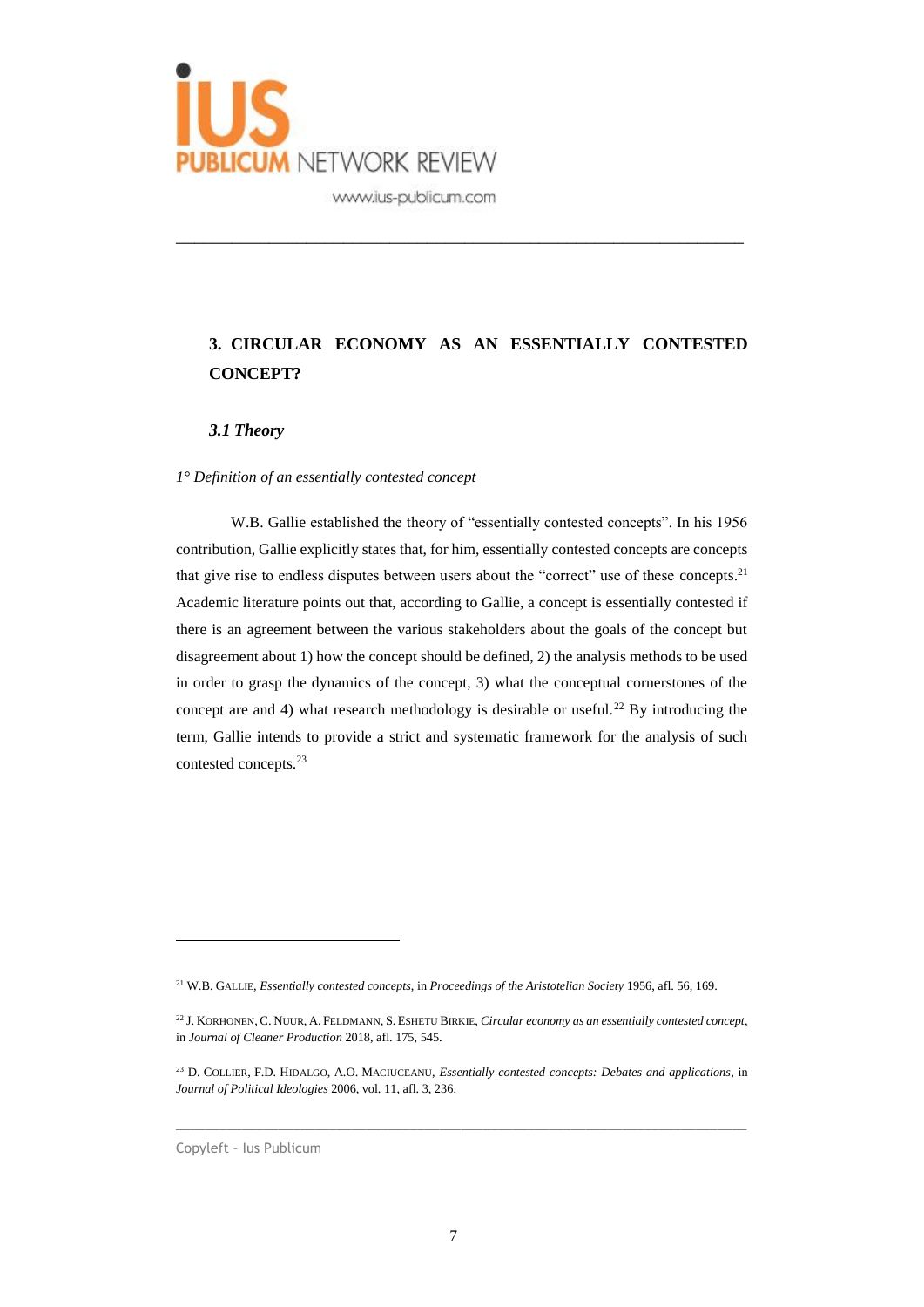## 3. CIRCULAR ECONOMY AS AN ESSENTIALLY CONTESTED CONCEPT?

### *3.1 Theory*

*1° Definition of an essentially contested concept*

W.B. Gallie established the theory of "essentially contested concepts". In his 1956 contribution, Gallie explicitly states that, for him, essentially contested concepts are concepts that give rise to endless disputes between users about the "correct" use of these concepts.[21] Academic literature points out that, according to Gallie, a concept is essentially contested if there is an agreement between the various stakeholders about the goals of the concept but disagreement about 1) how the concept should be defined, 2) the analysis methods to be used in order to grasp the dynamics of the concept, 3) what the conceptual cornerstones of the concept are and 4) what research methodology is desirable or useful.[22] By introducing the term, Gallie intends to provide a strict and systematic framework for the analysis of such contested concepts.[23]

---

[21] W.B. GALLIE, *Essentially contested concepts*, in *Proceedings of the Aristotelian Society* 1956, afl. 56, 169.

[22] J. KORHONEN, C. NUUR, A. FELDMANN, S. ESHETU BIRKIE, *Circular economy as an essentially contested concept*, in *Journal of Cleaner Production* 2018, afl. 175, 545.

[23] D. COLLIER, F.D. HIDALGO, A.O. MACIUCEANU, *Essentially contested concepts: Debates and applications*, in *Journal of Political Ideologies* 2006, vol. 11, afl. 3, 236.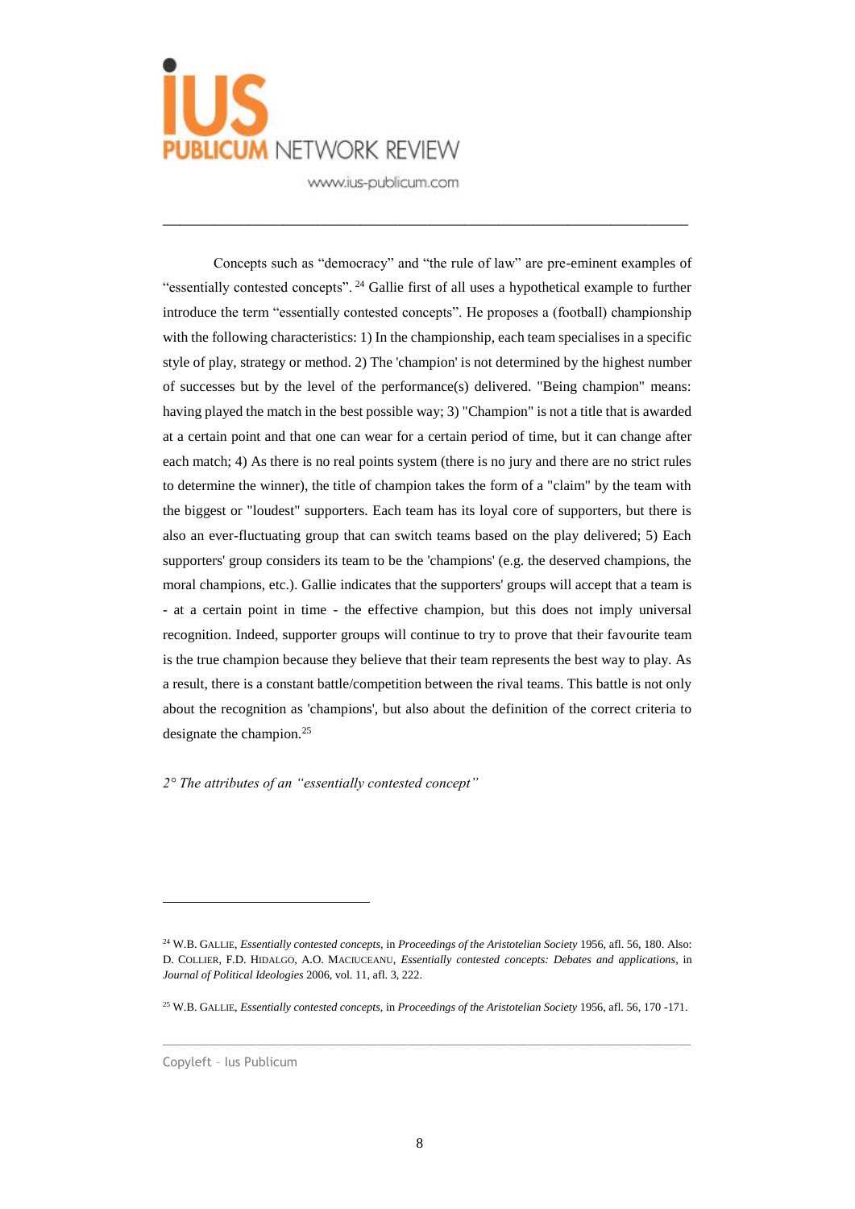Concepts such as “democracy” and “the rule of law” are pre-eminent examples of “essentially contested concepts”. [24] Gallie first of all uses a hypothetical example to further introduce the term “essentially contested concepts”. He proposes a (football) championship with the following characteristics: 1) In the championship, each team specialises in a specific style of play, strategy or method. 2) The 'champion' is not determined by the highest number of successes but by the level of the performance(s) delivered. "Being champion" means: having played the match in the best possible way; 3) "Champion" is not a title that is awarded at a certain point and that one can wear for a certain period of time, but it can change after each match; 4) As there is no real points system (there is no jury and there are no strict rules to determine the winner), the title of champion takes the form of a "claim" by the team with the biggest or "loudest" supporters. Each team has its loyal core of supporters, but there is also an ever-fluctuating group that can switch teams based on the play delivered; 5) Each supporters' group considers its team to be the 'champions' (e.g. the deserved champions, the moral champions, etc.). Gallie indicates that the supporters' groups will accept that a team is - at a certain point in time - the effective champion, but this does not imply universal recognition. Indeed, supporter groups will continue to try to prove that their favourite team is the true champion because they believe that their team represents the best way to play. As a result, there is a constant battle/competition between the rival teams. This battle is not only about the recognition as 'champions', but also about the definition of the correct criteria to designate the champion.[25]

*2° The attributes of an “essentially contested concept”*

---

[24] W.B. GALLIE, *Essentially contested concepts*, in *Proceedings of the Aristotelian Society* 1956, afl. 56, 180. Also: D. COLLIER, F.D. HIDALGO, A.O. MACIUCEANU, *Essentially contested concepts: Debates and applications*, in *Journal of Political Ideologies* 2006, vol. 11, afl. 3, 222.

[25] W.B. GALLIE, *Essentially contested concepts*, in *Proceedings of the Aristotelian Society* 1956, afl. 56, 170 -171.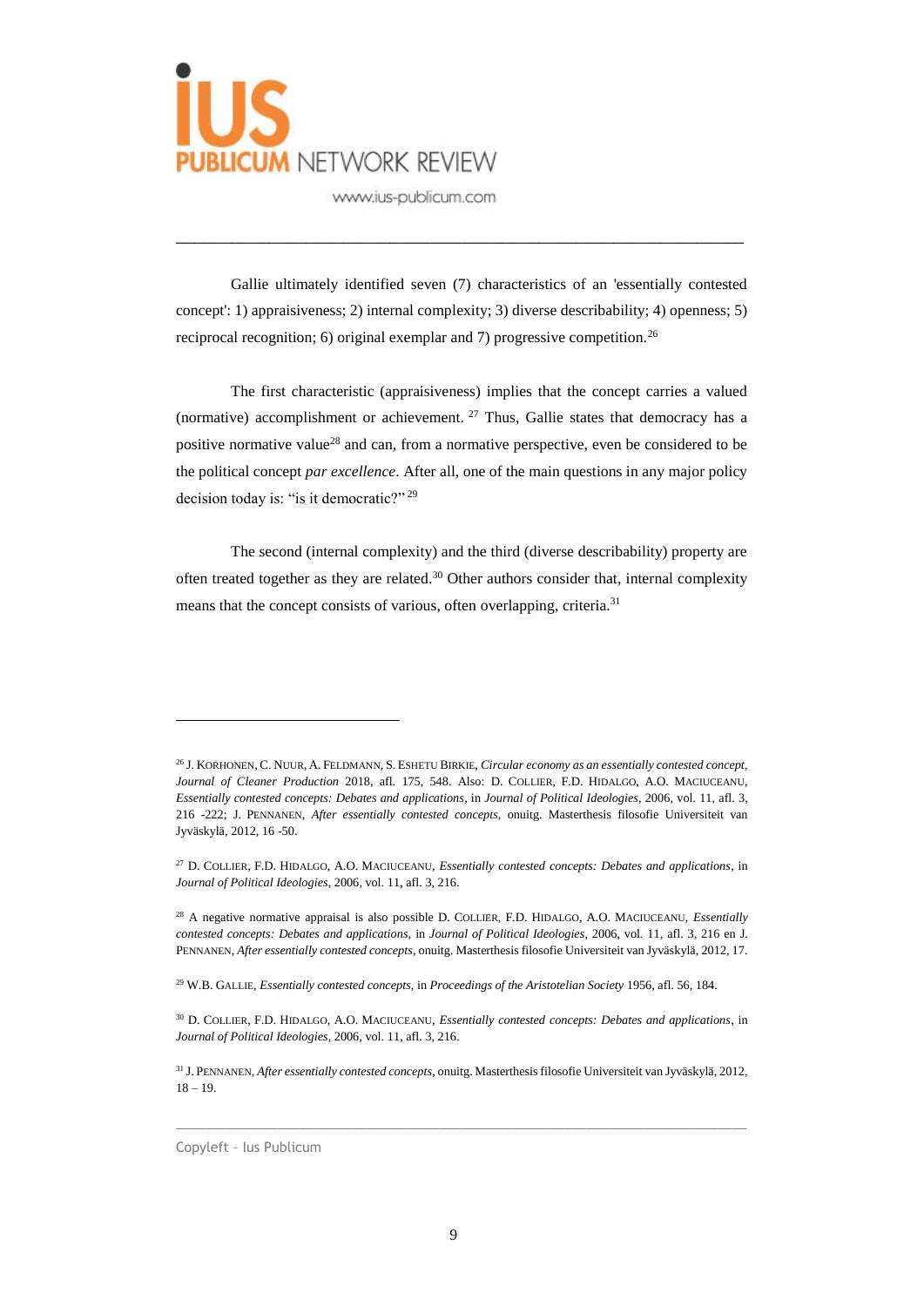Gallie ultimately identified seven (7) characteristics of an 'essentially contested concept': 1) appraisiveness; 2) internal complexity; 3) diverse describability; 4) openness; 5) reciprocal recognition; 6) original exemplar and 7) progressive competition.[26]

The first characteristic (appraisiveness) implies that the concept carries a valued (normative) accomplishment or achievement. [27] Thus, Gallie states that democracy has a positive normative value[28] and can, from a normative perspective, even be considered to be the political concept *par excellence*. After all, one of the main questions in any major policy decision today is: "is it democratic?" [29]

The second (internal complexity) and the third (diverse describability) property are often treated together as they are related.[30] Other authors consider that, internal complexity means that the concept consists of various, often overlapping, criteria.[31]

---

[26] J. KORHONEN, C. NUUR, A. FELDMANN, S. ESHETU BIRKIE, *Circular economy as an essentially contested concept*, *Journal of Cleaner Production* 2018, afl. 175, 548. Also: D. COLLIER, F.D. HIDALGO, A.O. MACIUCEANU, *Essentially contested concepts: Debates and applications*, in *Journal of Political Ideologies*, 2006, vol. 11, afl. 3, 216 -222; J. PENNANEN, *After essentially contested concepts*, onuitg. Masterthesis filosofie Universiteit van Jyväskylä, 2012, 16 -50.

[27] D. COLLIER, F.D. HIDALGO, A.O. MACIUCEANU, *Essentially contested concepts: Debates and applications*, in *Journal of Political Ideologies*, 2006, vol. 11, afl. 3, 216.

[28] A negative normative appraisal is also possible D. COLLIER, F.D. HIDALGO, A.O. MACIUCEANU, *Essentially contested concepts: Debates and applications*, in *Journal of Political Ideologies*, 2006, vol. 11, afl. 3, 216 en J. PENNANEN, *After essentially contested concepts*, onuitg. Masterthesis filosofie Universiteit van Jyväskylä, 2012, 17.

[29] W.B. GALLIE, *Essentially contested concepts*, in *Proceedings of the Aristotelian Society* 1956, afl. 56, 184.

[30] D. COLLIER, F.D. HIDALGO, A.O. MACIUCEANU, *Essentially contested concepts: Debates and applications*, in *Journal of Political Ideologies*, 2006, vol. 11, afl. 3, 216.

[31] J. PENNANEN, *After essentially contested concepts*, onuitg. Masterthesis filosofie Universiteit van Jyväskylä, 2012, 18 – 19.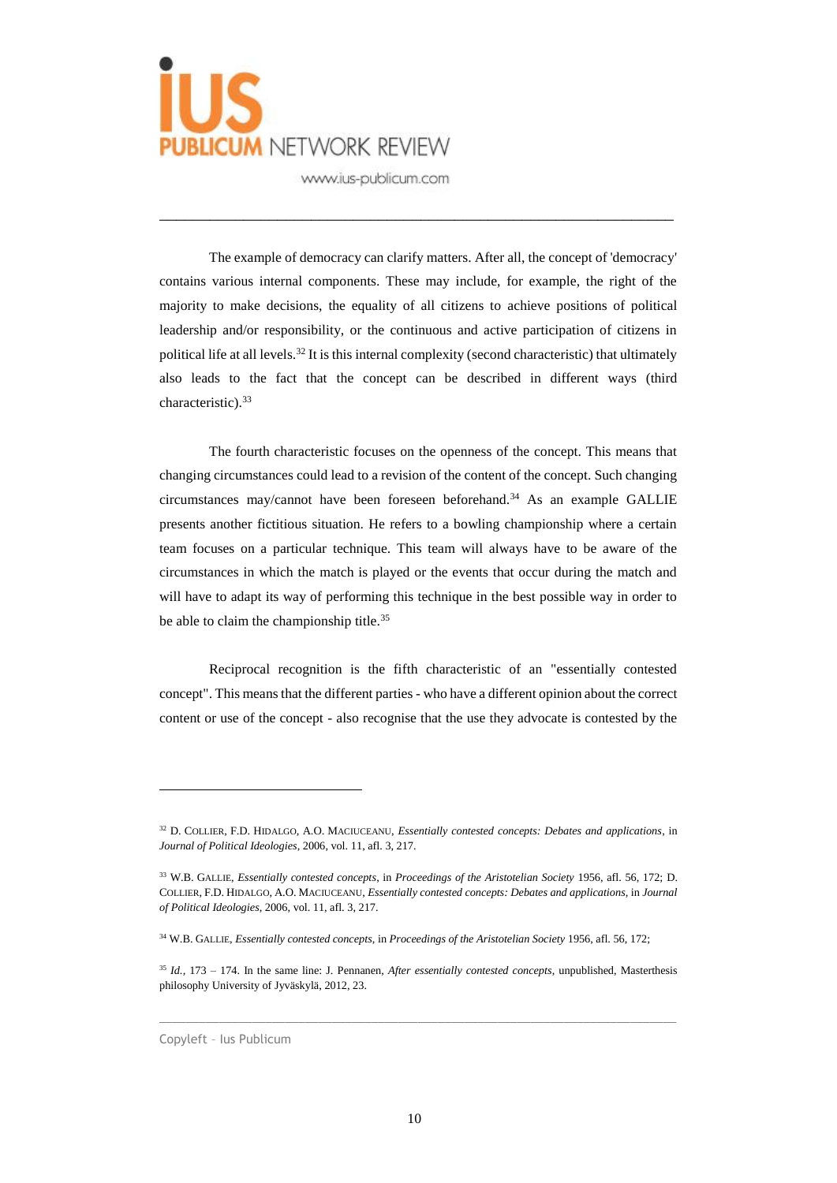The example of democracy can clarify matters. After all, the concept of 'democracy' contains various internal components. These may include, for example, the right of the majority to make decisions, the equality of all citizens to achieve positions of political leadership and/or responsibility, or the continuous and active participation of citizens in political life at all levels.[32] It is this internal complexity (second characteristic) that ultimately also leads to the fact that the concept can be described in different ways (third characteristic).[33]

The fourth characteristic focuses on the openness of the concept. This means that changing circumstances could lead to a revision of the content of the concept. Such changing circumstances may/cannot have been foreseen beforehand.[34] As an example GALLIE presents another fictitious situation. He refers to a bowling championship where a certain team focuses on a particular technique. This team will always have to be aware of the circumstances in which the match is played or the events that occur during the match and will have to adapt its way of performing this technique in the best possible way in order to be able to claim the championship title.[35]

Reciprocal recognition is the fifth characteristic of an "essentially contested concept". This means that the different parties - who have a different opinion about the correct content or use of the concept - also recognise that the use they advocate is contested by the

---

[32] D. COLLIER, F.D. HIDALGO, A.O. MACIUCEANU, *Essentially contested concepts: Debates and applications*, in *Journal of Political Ideologies*, 2006, vol. 11, afl. 3, 217.

[33] W.B. GALLIE, *Essentially contested concepts*, in *Proceedings of the Aristotelian Society* 1956, afl. 56, 172; D. COLLIER, F.D. HIDALGO, A.O. MACIUCEANU, *Essentially contested concepts: Debates and applications*, in *Journal of Political Ideologies*, 2006, vol. 11, afl. 3, 217.

[34] W.B. GALLIE, *Essentially contested concepts*, in *Proceedings of the Aristotelian Society* 1956, afl. 56, 172;

[35] *Id.*, 173 – 174. In the same line: J. Pennanen, *After essentially contested concepts*, unpublished, Masterthesis philosophy University of Jyväskylä, 2012, 23.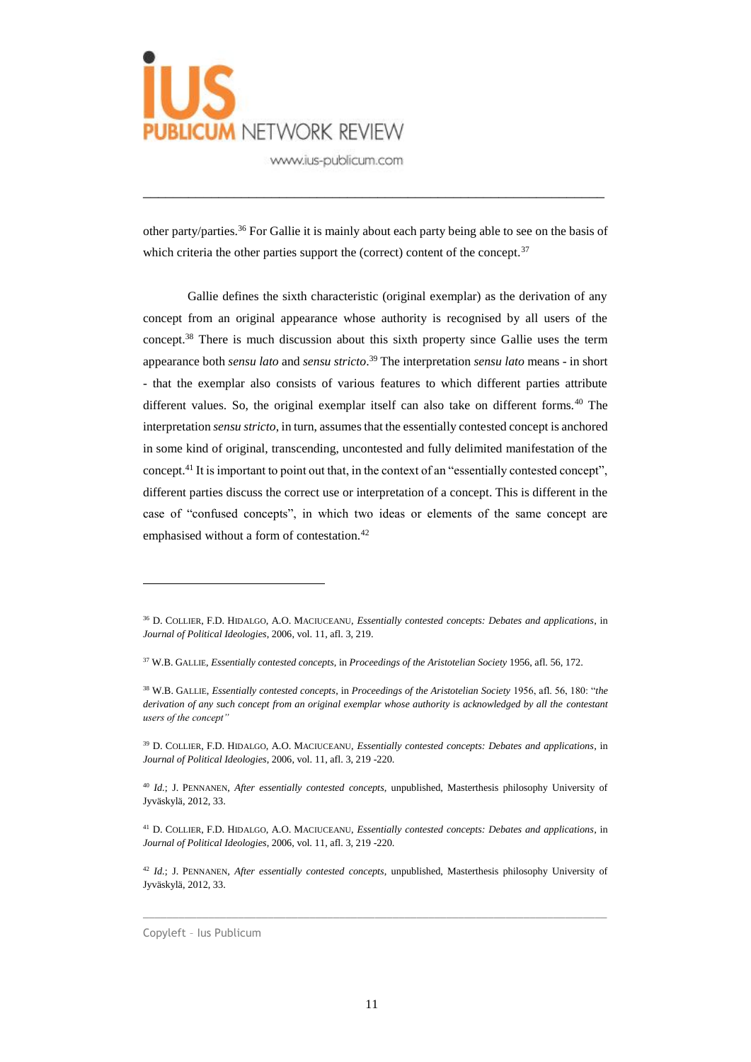other party/parties.[36] For Gallie it is mainly about each party being able to see on the basis of which criteria the other parties support the (correct) content of the concept.[37]

Gallie defines the sixth characteristic (original exemplar) as the derivation of any concept from an original appearance whose authority is recognised by all users of the concept.[38] There is much discussion about this sixth property since Gallie uses the term appearance both *sensu lato* and *sensu stricto*.[39] The interpretation *sensu lato* means - in short - that the exemplar also consists of various features to which different parties attribute different values. So, the original exemplar itself can also take on different forms.[40] The interpretation *sensu stricto*, in turn, assumes that the essentially contested concept is anchored in some kind of original, transcending, uncontested and fully delimited manifestation of the concept.[41] It is important to point out that, in the context of an "essentially contested concept", different parties discuss the correct use or interpretation of a concept. This is different in the case of "confused concepts", in which two ideas or elements of the same concept are emphasised without a form of contestation.[42]

---

[36] D. COLLIER, F.D. HIDALGO, A.O. MACIUCEANU, *Essentially contested concepts: Debates and applications*, in *Journal of Political Ideologies*, 2006, vol. 11, afl. 3, 219.

[37] W.B. GALLIE, *Essentially contested concepts*, in *Proceedings of the Aristotelian Society* 1956, afl. 56, 172.

[38] W.B. GALLIE, *Essentially contested concepts*, in *Proceedings of the Aristotelian Society* 1956, afl. 56, 180: "*the derivation of any such concept from an original exemplar whose authority is acknowledged by all the contestant users of the concept*"

[39] D. COLLIER, F.D. HIDALGO, A.O. MACIUCEANU, *Essentially contested concepts: Debates and applications*, in *Journal of Political Ideologies*, 2006, vol. 11, afl. 3, 219 -220.

[40] *Id.*; J. PENNANEN, *After essentially contested concepts*, unpublished, Masterthesis philosophy University of Jyväskylä, 2012, 33.

[41] D. COLLIER, F.D. HIDALGO, A.O. MACIUCEANU, *Essentially contested concepts: Debates and applications*, in *Journal of Political Ideologies*, 2006, vol. 11, afl. 3, 219 -220.

[42] *Id.*; J. PENNANEN, *After essentially contested concepts*, unpublished, Masterthesis philosophy University of Jyväskylä, 2012, 33.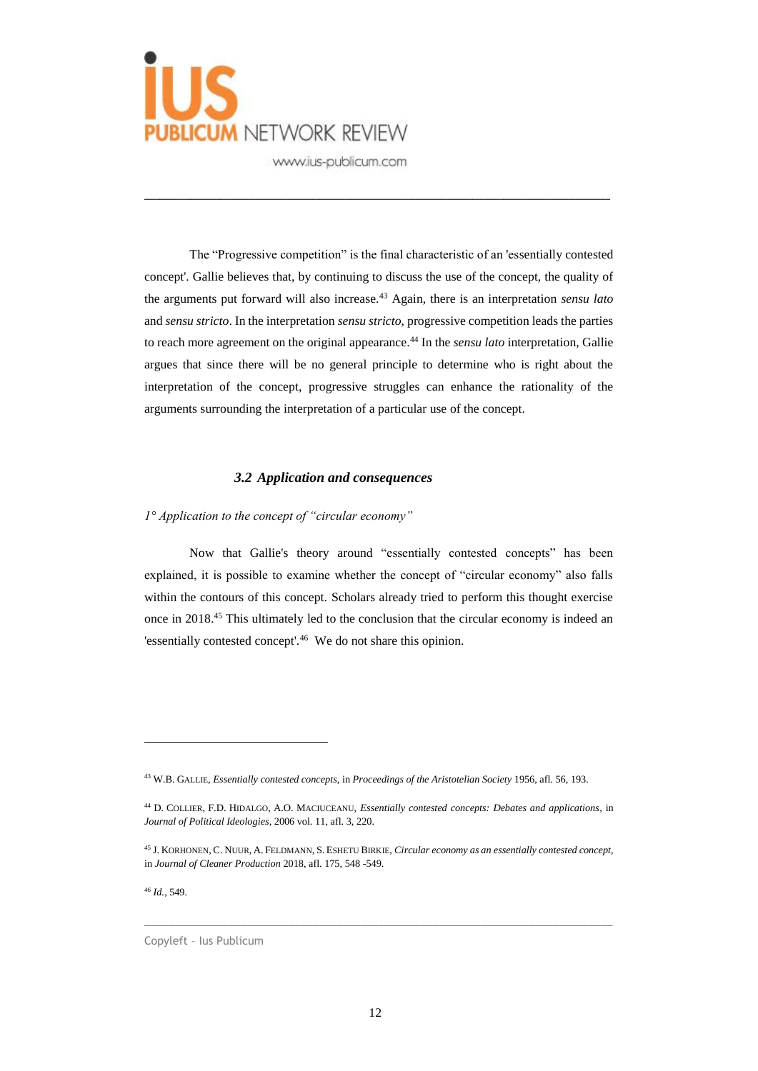The "Progressive competition" is the final characteristic of an 'essentially contested concept'. Gallie believes that, by continuing to discuss the use of the concept, the quality of the arguments put forward will also increase.[43] Again, there is an interpretation *sensu lato* and *sensu stricto*. In the interpretation *sensu stricto*, progressive competition leads the parties to reach more agreement on the original appearance.[44] In the *sensu lato* interpretation, Gallie argues that since there will be no general principle to determine who is right about the interpretation of the concept, progressive struggles can enhance the rationality of the arguments surrounding the interpretation of a particular use of the concept.

### *3.2 Application and consequences*

*1° Application to the concept of "circular economy"*

Now that Gallie's theory around "essentially contested concepts" has been explained, it is possible to examine whether the concept of "circular economy" also falls within the contours of this concept. Scholars already tried to perform this thought exercise once in 2018.[45] This ultimately led to the conclusion that the circular economy is indeed an 'essentially contested concept'.[46] We do not share this opinion.

---

[43] W.B. GALLIE, *Essentially contested concepts*, in *Proceedings of the Aristotelian Society* 1956, afl. 56, 193.

[44] D. COLLIER, F.D. HIDALGO, A.O. MACIUCEANU, *Essentially contested concepts: Debates and applications*, in *Journal of Political Ideologies*, 2006 vol. 11, afl. 3, 220.

[45] J. KORHONEN, C. NUUR, A. FELDMANN, S. ESHETU BIRKIE, *Circular economy as an essentially contested concept*, in *Journal of Cleaner Production* 2018, afl. 175, 548 -549.

[46] *Id.*, 549.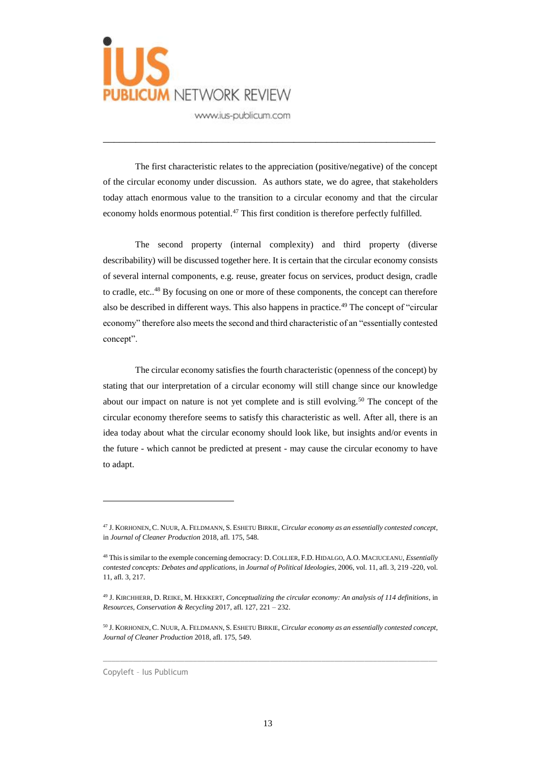The first characteristic relates to the appreciation (positive/negative) of the concept of the circular economy under discussion. As authors state, we do agree, that stakeholders today attach enormous value to the transition to a circular economy and that the circular economy holds enormous potential.[47] This first condition is therefore perfectly fulfilled.

The second property (internal complexity) and third property (diverse describability) will be discussed together here. It is certain that the circular economy consists of several internal components, e.g. reuse, greater focus on services, product design, cradle to cradle, etc..[48] By focusing on one or more of these components, the concept can therefore also be described in different ways. This also happens in practice.[49] The concept of "circular economy" therefore also meets the second and third characteristic of an "essentially contested concept".

The circular economy satisfies the fourth characteristic (openness of the concept) by stating that our interpretation of a circular economy will still change since our knowledge about our impact on nature is not yet complete and is still evolving.[50] The concept of the circular economy therefore seems to satisfy this characteristic as well. After all, there is an idea today about what the circular economy should look like, but insights and/or events in the future - which cannot be predicted at present - may cause the circular economy to have to adapt.

---

[47] J. KORHONEN, C. NUUR, A. FELDMANN, S. ESHETU BIRKIE, *Circular economy as an essentially contested concept*, in *Journal of Cleaner Production* 2018, afl. 175, 548.

[48] This is similar to the exemple concerning democracy: D. COLLIER, F.D. HIDALGO, A.O. MACIUCEANU, *Essentially contested concepts: Debates and applications*, in *Journal of Political Ideologies*, 2006, vol. 11, afl. 3, 219 -220, vol. 11, afl. 3, 217.

[49] J. KIRCHHERR, D. REIKE, M. HEKKERT, *Conceptualizing the circular economy: An analysis of 114 definitions*, in *Resources, Conservation & Recycling* 2017, afl. 127, 221 – 232.

[50] J. KORHONEN, C. NUUR, A. FELDMANN, S. ESHETU BIRKIE, *Circular economy as an essentially contested concept*, *Journal of Cleaner Production* 2018, afl. 175, 549.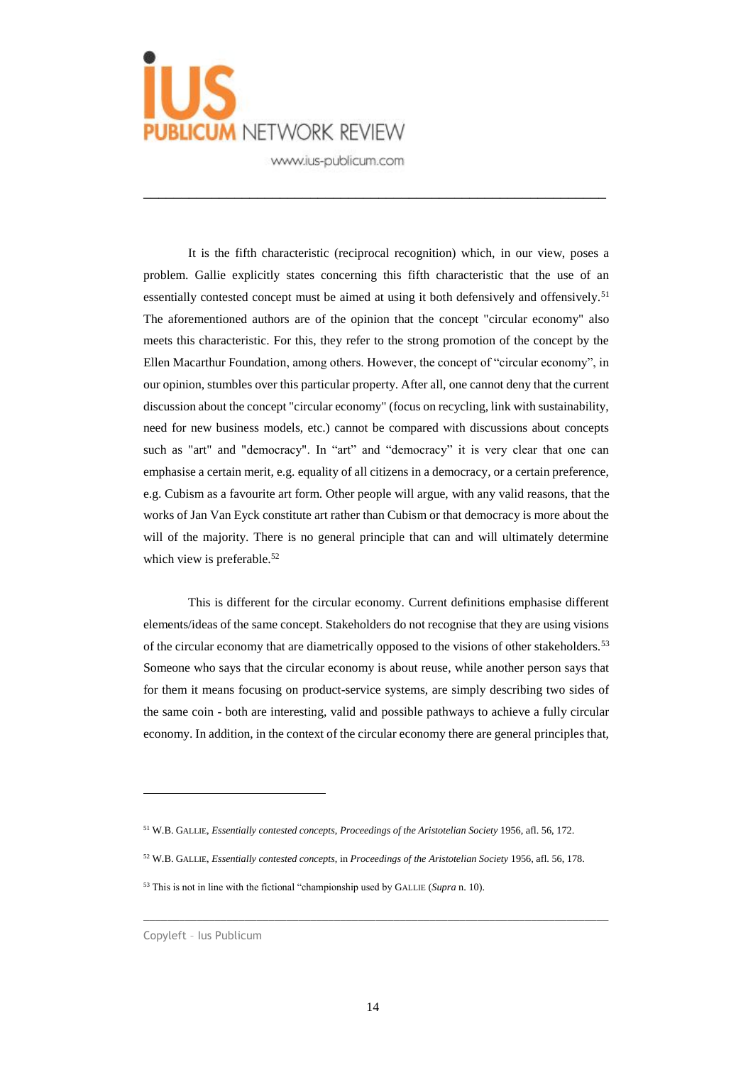It is the fifth characteristic (reciprocal recognition) which, in our view, poses a problem. Gallie explicitly states concerning this fifth characteristic that the use of an essentially contested concept must be aimed at using it both defensively and offensively.[51] The aforementioned authors are of the opinion that the concept "circular economy" also meets this characteristic. For this, they refer to the strong promotion of the concept by the Ellen Macarthur Foundation, among others. However, the concept of "circular economy", in our opinion, stumbles over this particular property. After all, one cannot deny that the current discussion about the concept "circular economy" (focus on recycling, link with sustainability, need for new business models, etc.) cannot be compared with discussions about concepts such as "art" and "democracy". In "art" and "democracy" it is very clear that one can emphasise a certain merit, e.g. equality of all citizens in a democracy, or a certain preference, e.g. Cubism as a favourite art form. Other people will argue, with any valid reasons, that the works of Jan Van Eyck constitute art rather than Cubism or that democracy is more about the will of the majority. There is no general principle that can and will ultimately determine which view is preferable.[52]

This is different for the circular economy. Current definitions emphasise different elements/ideas of the same concept. Stakeholders do not recognise that they are using visions of the circular economy that are diametrically opposed to the visions of other stakeholders.[53] Someone who says that the circular economy is about reuse, while another person says that for them it means focusing on product-service systems, are simply describing two sides of the same coin - both are interesting, valid and possible pathways to achieve a fully circular economy. In addition, in the context of the circular economy there are general principles that,

---

[51] W.B. GALLIE, *Essentially contested concepts*, *Proceedings of the Aristotelian Society* 1956, afl. 56, 172.

[52] W.B. GALLIE, *Essentially contested concepts*, in *Proceedings of the Aristotelian Society* 1956, afl. 56, 178.

[53] This is not in line with the fictional "championship used by GALLIE (*Supra* n. 10).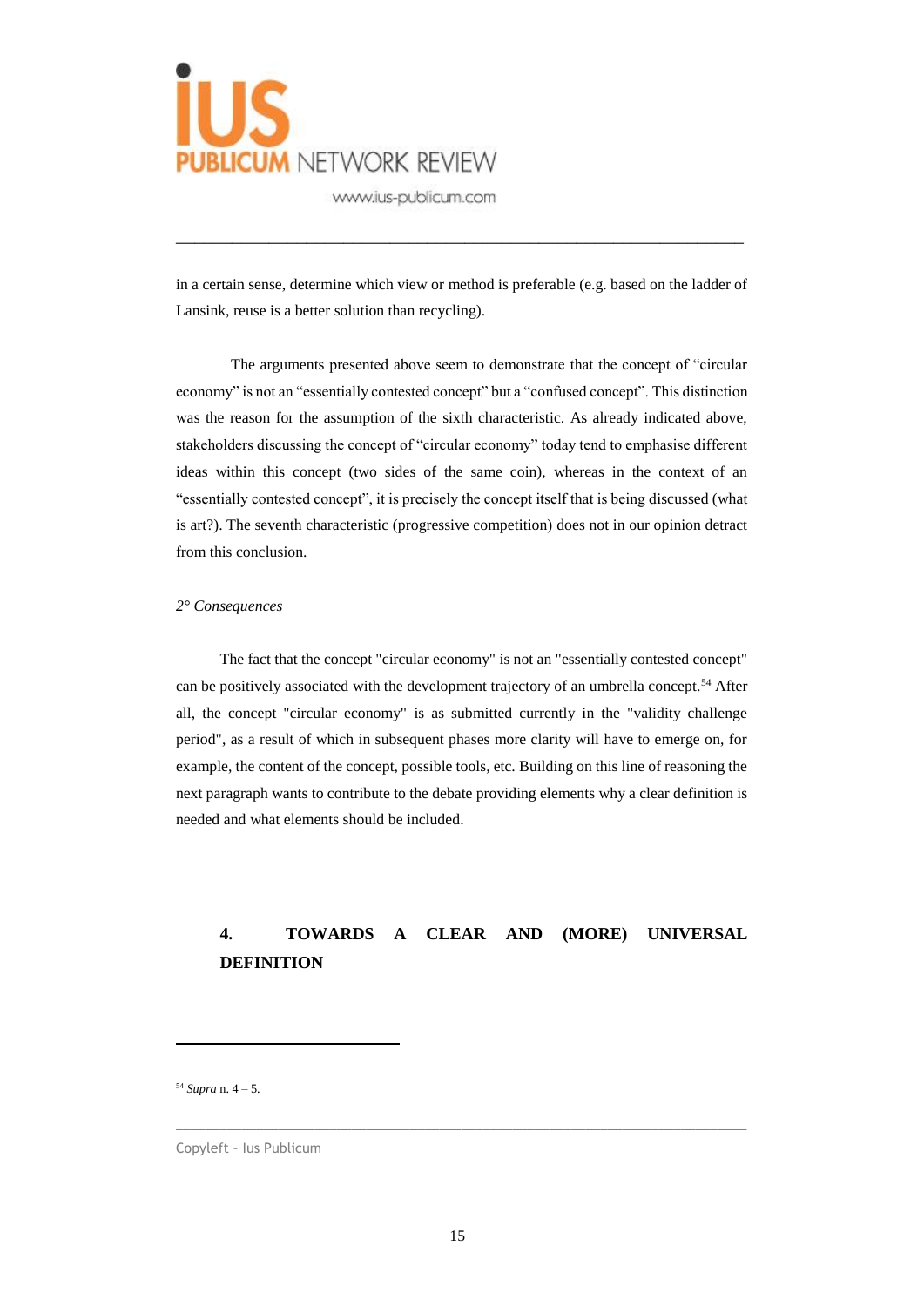in a certain sense, determine which view or method is preferable (e.g. based on the ladder of Lansink, reuse is a better solution than recycling).

The arguments presented above seem to demonstrate that the concept of "circular economy" is not an "essentially contested concept" but a "confused concept". This distinction was the reason for the assumption of the sixth characteristic. As already indicated above, stakeholders discussing the concept of "circular economy" today tend to emphasise different ideas within this concept (two sides of the same coin), whereas in the context of an "essentially contested concept", it is precisely the concept itself that is being discussed (what is art?). The seventh characteristic (progressive competition) does not in our opinion detract from this conclusion.

*2° Consequences*

The fact that the concept "circular economy" is not an "essentially contested concept" can be positively associated with the development trajectory of an umbrella concept.[54] After all, the concept "circular economy" is as submitted currently in the "validity challenge period", as a result of which in subsequent phases more clarity will have to emerge on, for example, the content of the concept, possible tools, etc. Building on this line of reasoning the next paragraph wants to contribute to the debate providing elements why a clear definition is needed and what elements should be included.

## 4. TOWARDS A CLEAR AND (MORE) UNIVERSAL DEFINITION

[54] *Supra* n. 4 – 5.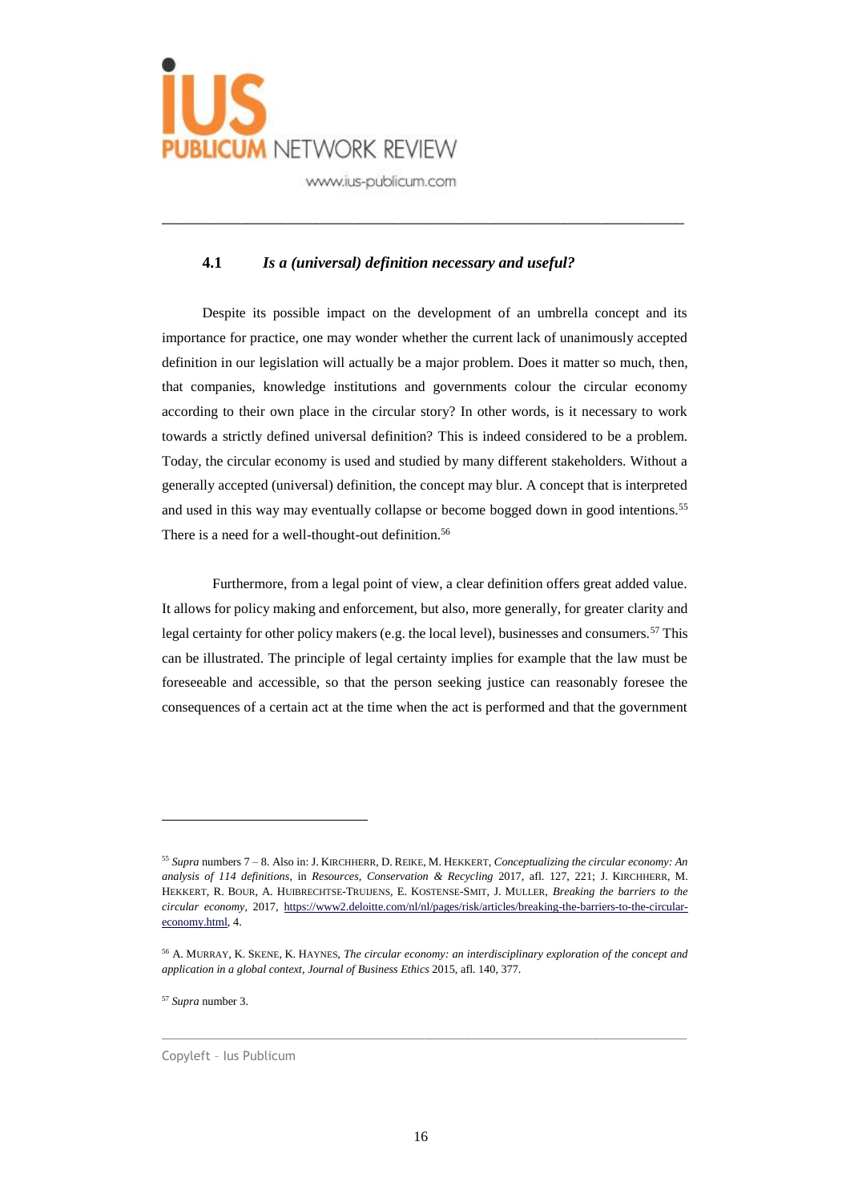### 4.1 *Is a (universal) definition necessary and useful?*

Despite its possible impact on the development of an umbrella concept and its importance for practice, one may wonder whether the current lack of unanimously accepted definition in our legislation will actually be a major problem. Does it matter so much, then, that companies, knowledge institutions and governments colour the circular economy according to their own place in the circular story? In other words, is it necessary to work towards a strictly defined universal definition? This is indeed considered to be a problem. Today, the circular economy is used and studied by many different stakeholders. Without a generally accepted (universal) definition, the concept may blur. A concept that is interpreted and used in this way may eventually collapse or become bogged down in good intentions.[55] There is a need for a well-thought-out definition.[56]

Furthermore, from a legal point of view, a clear definition offers great added value. It allows for policy making and enforcement, but also, more generally, for greater clarity and legal certainty for other policy makers (e.g. the local level), businesses and consumers.[57] This can be illustrated. The principle of legal certainty implies for example that the law must be foreseeable and accessible, so that the person seeking justice can reasonably foresee the consequences of a certain act at the time when the act is performed and that the government

---

[55] *Supra* numbers 7 – 8. Also in: J. KIRCHHERR, D. REIKE, M. HEKKERT, *Conceptualizing the circular economy: An analysis of 114 definitions*, in *Resources, Conservation & Recycling* 2017, afl. 127, 221; J. KIRCHHERR, M. HEKKERT, R. BOUR, A. HUIBRECHTSE-TRUIJENS, E. KOSTENSE-SMIT, J. MULLER, *Breaking the barriers to the circular economy*, 2017, https://www2.deloitte.com/nl/nl/pages/risk/articles/breaking-the-barriers-to-the-circular-economy.html, 4.

[56] A. MURRAY, K. SKENE, K. HAYNES, *The circular economy: an interdisciplinary exploration of the concept and application in a global context*, *Journal of Business Ethics* 2015, afl. 140, 377.

[57] *Supra* number 3.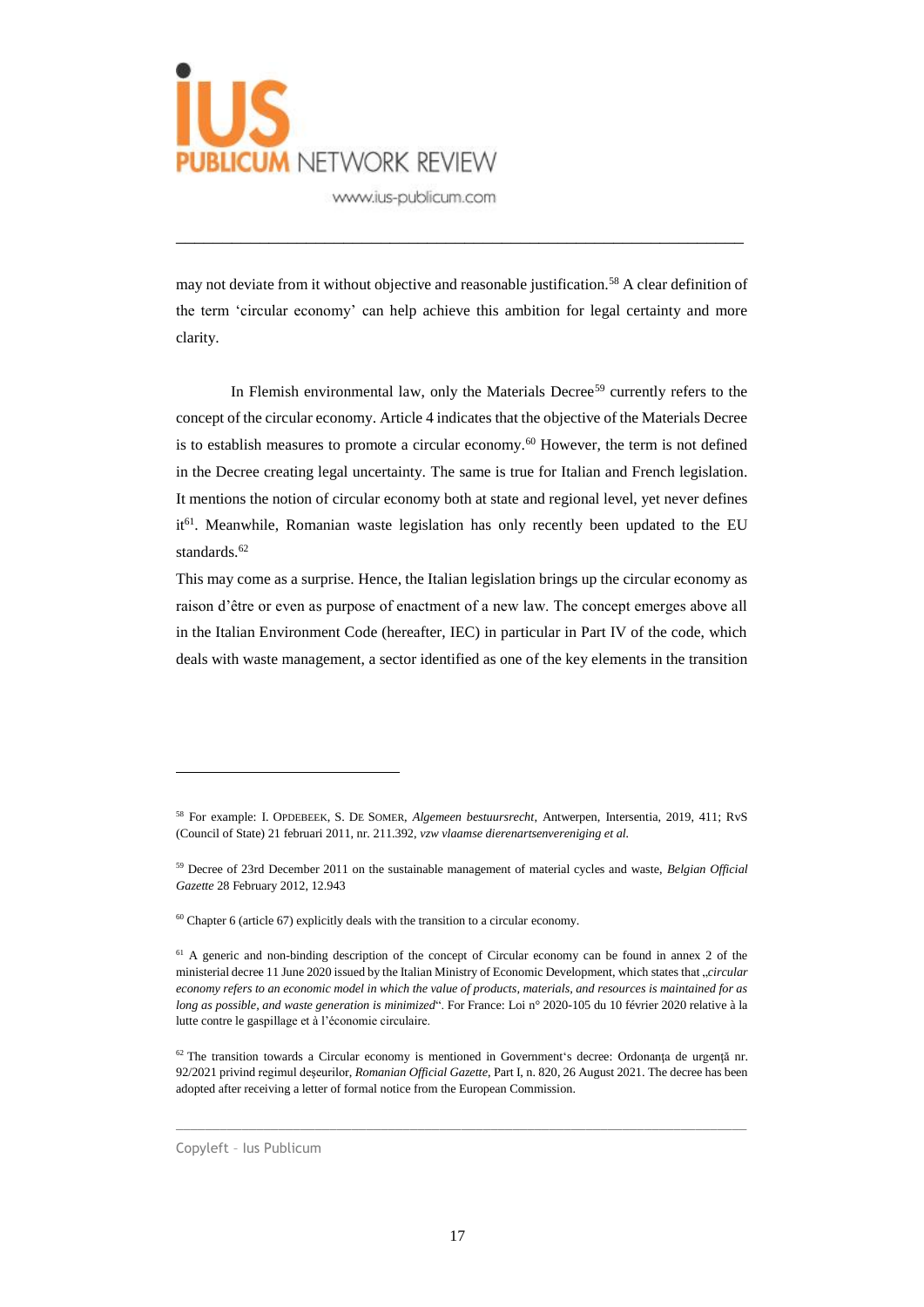may not deviate from it without objective and reasonable justification.[58] A clear definition of the term 'circular economy' can help achieve this ambition for legal certainty and more clarity.

In Flemish environmental law, only the Materials Decree[59] currently refers to the concept of the circular economy. Article 4 indicates that the objective of the Materials Decree is to establish measures to promote a circular economy.[60] However, the term is not defined in the Decree creating legal uncertainty. The same is true for Italian and French legislation. It mentions the notion of circular economy both at state and regional level, yet never defines it[61]. Meanwhile, Romanian waste legislation has only recently been updated to the EU standards.[62]

This may come as a surprise. Hence, the Italian legislation brings up the circular economy as raison d'être or even as purpose of enactment of a new law. The concept emerges above all in the Italian Environment Code (hereafter, IEC) in particular in Part IV of the code, which deals with waste management, a sector identified as one of the key elements in the transition

---

[58] For example: I. OPDEBEEK, S. DE SOMER, *Algemeen bestuursrecht*, Antwerpen, Intersentia, 2019, 411; RvS (Council of State) 21 februari 2011, nr. 211.392, *vzw vlaamse dierenartsenvereniging et al.*

[59] Decree of 23rd December 2011 on the sustainable management of material cycles and waste, *Belgian Official Gazette* 28 February 2012, 12.943

[60] Chapter 6 (article 67) explicitly deals with the transition to a circular economy.

[61] A generic and non-binding description of the concept of Circular economy can be found in annex 2 of the ministerial decree 11 June 2020 issued by the Italian Ministry of Economic Development, which states that „*circular economy refers to an economic model in which the value of products, materials, and resources is maintained for as long as possible, and waste generation is minimized*". For France: Loi n° 2020-105 du 10 février 2020 relative à la lutte contre le gaspillage et à l'économie circulaire.

[62] The transition towards a Circular economy is mentioned in Government's decree: Ordonanța de urgență nr. 92/2021 privind regimul deșeurilor, *Romanian Official Gazette*, Part I, n. 820, 26 August 2021. The decree has been adopted after receiving a letter of formal notice from the European Commission.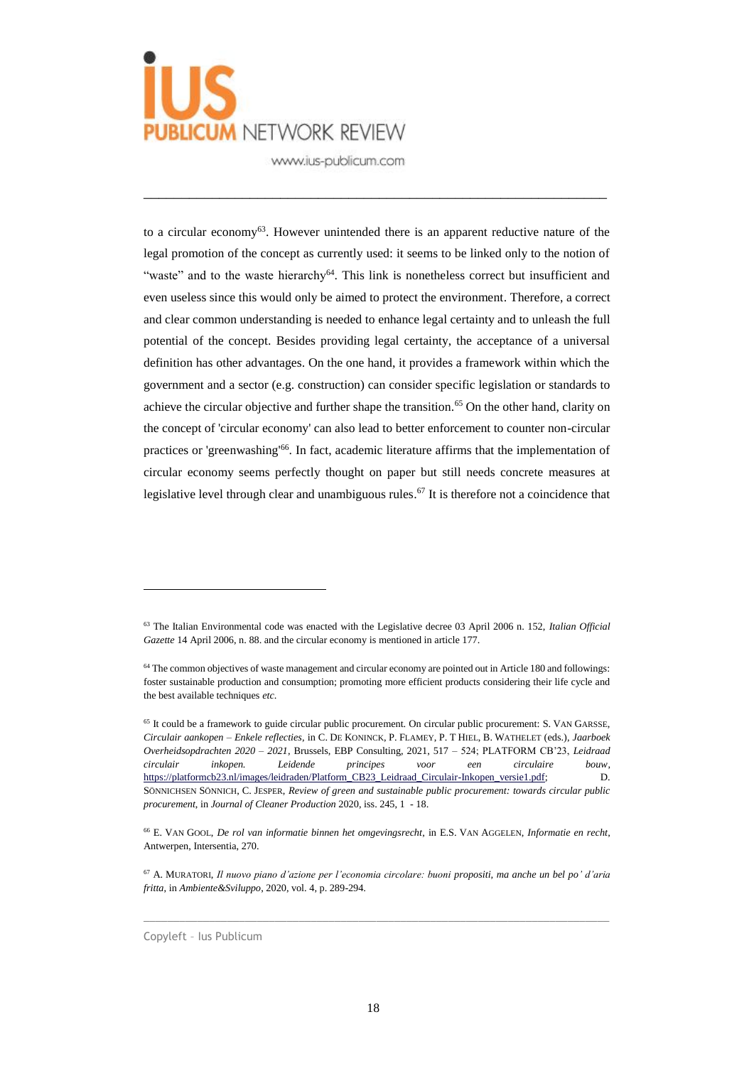to a circular economy[63]. However unintended there is an apparent reductive nature of the legal promotion of the concept as currently used: it seems to be linked only to the notion of "waste" and to the waste hierarchy[64]. This link is nonetheless correct but insufficient and even useless since this would only be aimed to protect the environment. Therefore, a correct and clear common understanding is needed to enhance legal certainty and to unleash the full potential of the concept. Besides providing legal certainty, the acceptance of a universal definition has other advantages. On the one hand, it provides a framework within which the government and a sector (e.g. construction) can consider specific legislation or standards to achieve the circular objective and further shape the transition.[65] On the other hand, clarity on the concept of 'circular economy' can also lead to better enforcement to counter non-circular practices or 'greenwashing'[66]. In fact, academic literature affirms that the implementation of circular economy seems perfectly thought on paper but still needs concrete measures at legislative level through clear and unambiguous rules.[67] It is therefore not a coincidence that

---

[63] The Italian Environmental code was enacted with the Legislative decree 03 April 2006 n. 152, *Italian Official Gazette* 14 April 2006, n. 88. and the circular economy is mentioned in article 177.

[64] The common objectives of waste management and circular economy are pointed out in Article 180 and followings: foster sustainable production and consumption; promoting more efficient products considering their life cycle and the best available techniques *etc*.

[65] It could be a framework to guide circular public procurement. On circular public procurement: S. VAN GARSSE, *Circulair aankopen – Enkele reflecties*, in C. DE KONINCK, P. FLAMEY, P. T HIEL, B. WATHELET (eds.), *Jaarboek Overheidsopdrachten 2020 – 2021*, Brussels, EBP Consulting, 2021, 517 – 524; PLATFORM CB'23, *Leidraad circulair inkopen. Leidende principes voor een circulaire bouw*, https://platformcb23.nl/images/leidraden/Platform_CB23_Leidraad_Circulair-Inkopen_versie1.pdf; D. SÖNNICHSEN SÖNNICH, C. JESPER, *Review of green and sustainable public procurement: towards circular public procurement*, in *Journal of Cleaner Production* 2020, iss. 245, 1 - 18.

[66] E. VAN GOOL, *De rol van informatie binnen het omgevingsrecht*, in E.S. VAN AGGELEN, *Informatie en recht*, Antwerpen, Intersentia, 270.

[67] A. MURATORI, *Il nuovo piano d'azione per l'economia circolare: buoni propositi, ma anche un bel po' d'aria fritta*, in *Ambiente&Sviluppo*, 2020, vol. 4, p. 289-294.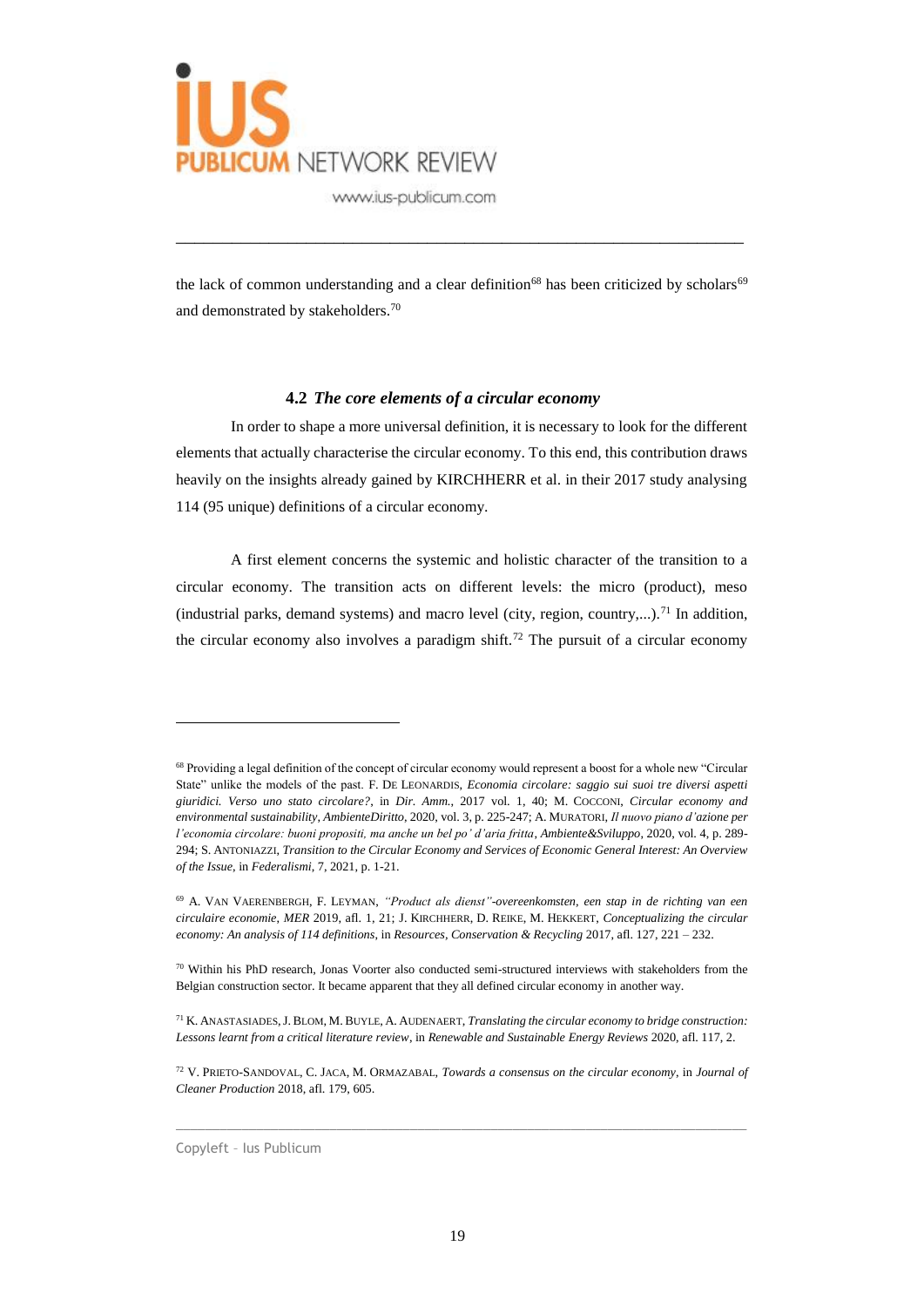the lack of common understanding and a clear definition[68] has been criticized by scholars[69] and demonstrated by stakeholders.[70]

### 4.2 *The core elements of a circular economy*

In order to shape a more universal definition, it is necessary to look for the different elements that actually characterise the circular economy. To this end, this contribution draws heavily on the insights already gained by KIRCHHERR et al. in their 2017 study analysing 114 (95 unique) definitions of a circular economy.

A first element concerns the systemic and holistic character of the transition to a circular economy. The transition acts on different levels: the micro (product), meso (industrial parks, demand systems) and macro level (city, region, country,...).[71] In addition, the circular economy also involves a paradigm shift.[72] The pursuit of a circular economy

---

[68] Providing a legal definition of the concept of circular economy would represent a boost for a whole new "Circular State" unlike the models of the past. F. DE LEONARDIS, *Economia circolare: saggio sui suoi tre diversi aspetti giuridici. Verso uno stato circolare?*, in *Dir. Amm.*, 2017 vol. 1, 40; M. COCCONI, *Circular economy and environmental sustainability*, *AmbienteDiritto*, 2020, vol. 3, p. 225-247; A. MURATORI, *Il nuovo piano d'azione per l'economia circolare: buoni propositi, ma anche un bel po' d'aria fritta*, *Ambiente&Sviluppo*, 2020, vol. 4, p. 289-294; S. ANTONIAZZI, *Transition to the Circular Economy and Services of Economic General Interest: An Overview of the Issue*, in *Federalismi*, 7, 2021, p. 1-21.

[69] A. VAN VAERENBERGH, F. LEYMAN, *"Product als dienst"-overeenkomsten, een stap in de richting van een circulaire economie*, *MER* 2019, afl. 1, 21; J. KIRCHHERR, D. REIKE, M. HEKKERT, *Conceptualizing the circular economy: An analysis of 114 definitions*, in *Resources, Conservation & Recycling* 2017, afl. 127, 221 – 232.

[70] Within his PhD research, Jonas Voorter also conducted semi-structured interviews with stakeholders from the Belgian construction sector. It became apparent that they all defined circular economy in another way.

[71] K. ANASTASIADES, J. BLOM, M. BUYLE, A. AUDENAERT, *Translating the circular economy to bridge construction: Lessons learnt from a critical literature review*, in *Renewable and Sustainable Energy Reviews* 2020, afl. 117, 2.

[72] V. PRIETO-SANDOVAL, C. JACA, M. ORMAZABAL, *Towards a consensus on the circular economy*, in *Journal of Cleaner Production* 2018, afl. 179, 605.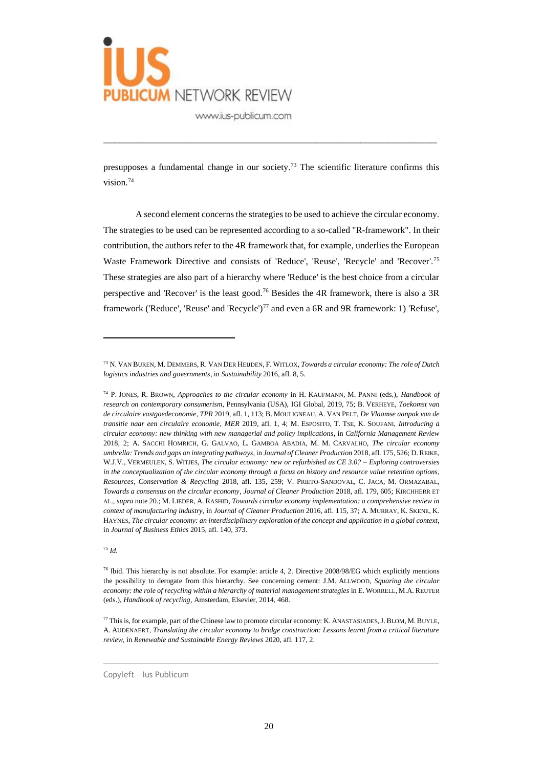presupposes a fundamental change in our society.[73] The scientific literature confirms this vision.[74]

A second element concerns the strategies to be used to achieve the circular economy. The strategies to be used can be represented according to a so-called "R-framework". In their contribution, the authors refer to the 4R framework that, for example, underlies the European Waste Framework Directive and consists of 'Reduce', 'Reuse', 'Recycle' and 'Recover'.[75] These strategies are also part of a hierarchy where 'Reduce' is the best choice from a circular perspective and 'Recover' is the least good.[76] Besides the 4R framework, there is also a 3R framework ('Reduce', 'Reuse' and 'Recycle')[77] and even a 6R and 9R framework: 1) 'Refuse',

---

[73] N. VAN BUREN, M. DEMMERS, R. VAN DER HEIJDEN, F. WITLOX, *Towards a circular economy: The role of Dutch logistics industries and governments*, in *Sustainability* 2016, afl. 8, 5.

[74] P. JONES, R. BROWN, *Approaches to the circular economy* in H. KAUFMANN, M. PANNI (eds.), *Handbook of research on contemporary consumerism*, Pennsylvania (USA), IGI Global, 2019, 75; B. VERHEYE, *Toekomst van de circulaire vastgoedeconomie*, *TPR* 2019, afl. 1, 113; B. MOULIGNEAU, A. VAN PELT, *De Vlaamse aanpak van de transitie naar een circulaire economie*, *MER* 2019, afl. 1, 4; M. ESPOSITO, T. TSE, K. SOUFANI, *Introducing a circular economy: new thinking with new managerial and policy implications*, in *California Management Review* 2018, 2; A. SACCHI HOMRICH, G. GALVAO, L. GAMBOA ABADIA, M. M. CARVALHO, *The circular economy umbrella: Trends and gaps on integrating pathways*, in *Journal of Cleaner Production* 2018, afl. 175, 526; D. REIKE, W.J.V., VERMEULEN, S. WITJES, *The circular economy: new or refurbished as CE 3.0? – Exploring controversies in the conceptualization of the circular economy through a focus on history and resource value retention options*, *Resources, Conservation & Recycling* 2018, afl. 135, 259; V. PRIETO-SANDOVAL, C. JACA, M. ORMAZABAL, *Towards a consensus on the circular economy*, *Journal of Cleaner Production* 2018, afl. 179, 605; KIRCHHERR ET AL., *supra* note 20.; M. LIEDER, A. RASHID, *Towards circular economy implementation: a comprehensive review in context of manufacturing industry*, in *Journal of Cleaner Production* 2016, afl. 115, 37; A. MURRAY, K. SKENE, K. HAYNES, *The circular economy: an interdisciplinary exploration of the concept and application in a global context*, in *Journal of Business Ethics* 2015, afl. 140, 373.

[75] *Id.*

[76] Ibid. This hierarchy is not absolute. For example: article 4, 2. Directive 2008/98/EG which explicitly mentions the possibility to derogate from this hierarchy. See concerning cement: J.M. ALLWOOD, *Squaring the circular economy: the role of recycling within a hierarchy of material management strategies* in E. WORRELL, M.A. REUTER (eds.), *Handbook of recycling*, Amsterdam, Elsevier, 2014, 468.

[77] This is, for example, part of the Chinese law to promote circular economy: K. ANASTASIADES, J. BLOM, M. BUYLE, A. AUDENAERT, *Translating the circular economy to bridge construction: Lessons learnt from a critical literature review*, in *Renewable and Sustainable Energy Reviews* 2020, afl. 117, 2.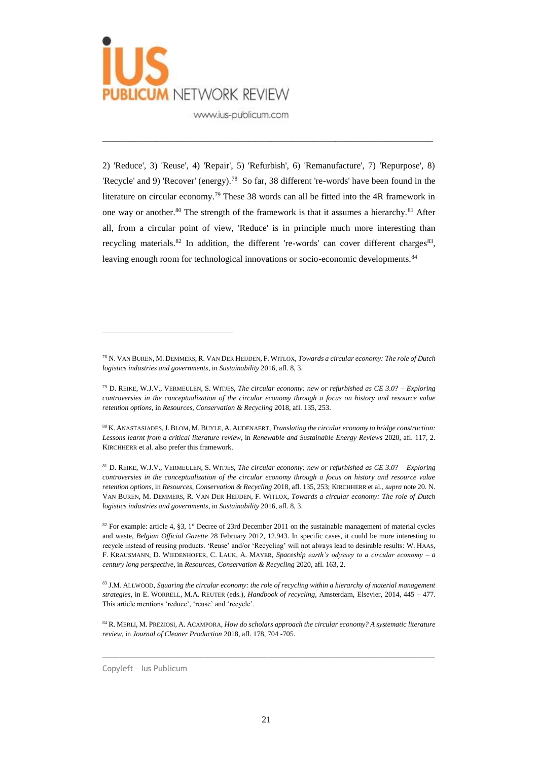2) 'Reduce', 3) 'Reuse', 4) 'Repair', 5) 'Refurbish', 6) 'Remanufacture', 7) 'Repurpose', 8) 'Recycle' and 9) 'Recover' (energy).[78] So far, 38 different 're-words' have been found in the literature on circular economy.[79] These 38 words can all be fitted into the 4R framework in one way or another.[80] The strength of the framework is that it assumes a hierarchy.[81] After all, from a circular point of view, 'Reduce' is in principle much more interesting than recycling materials.[82] In addition, the different 're-words' can cover different charges[83], leaving enough room for technological innovations or socio-economic developments.[84]

---

[78] N. VAN BUREN, M. DEMMERS, R. VAN DER HEIJDEN, F. WITLOX, *Towards a circular economy: The role of Dutch logistics industries and governments*, in *Sustainability* 2016, afl. 8, 3.

[79] D. REIKE, W.J.V., VERMEULEN, S. WITJES, *The circular economy: new or refurbished as CE 3.0? – Exploring controversies in the conceptualization of the circular economy through a focus on history and resource value retention options*, in *Resources, Conservation & Recycling* 2018, afl. 135, 253.

[80] K. ANASTASIADES, J. BLOM, M. BUYLE, A. AUDENAERT, *Translating the circular economy to bridge construction: Lessons learnt from a critical literature review*, in *Renewable and Sustainable Energy Reviews* 2020, afl. 117, 2. KIRCHHERR et al. also prefer this framework.

[81] D. REIKE, W.J.V., VERMEULEN, S. WITJES, *The circular economy: new or refurbished as CE 3.0? – Exploring controversies in the conceptualization of the circular economy through a focus on history and resource value retention options*, in *Resources, Conservation & Recycling* 2018, afl. 135, 253; KIRCHHERR et al., *supra* note 20. N. VAN BUREN, M. DEMMERS, R. VAN DER HEIJDEN, F. WITLOX, *Towards a circular economy: The role of Dutch logistics industries and governments*, in *Sustainability* 2016, afl. 8, 3.

[82] For example: article 4, §3, 1° Decree of 23rd December 2011 on the sustainable management of material cycles and waste, *Belgian Official Gazette* 28 February 2012, 12.943. In specific cases, it could be more interesting to recycle instead of reusing products. 'Reuse' and/or 'Recycling' will not always lead to desirable results: W. HAAS, F. KRAUSMANN, D. WIEDENHOFER, C. LAUK, A. MAYER, *Spaceship earth's odyssey to a circular economy – a century long perspective*, in *Resources, Conservation & Recycling* 2020, afl. 163, 2.

[83] J.M. ALLWOOD, *Squaring the circular economy: the role of recycling within a hierarchy of material management strategies*, in E. WORRELL, M.A. REUTER (eds.), *Handbook of recycling*, Amsterdam, Elsevier, 2014, 445 – 477. This article mentions 'reduce', 'reuse' and 'recycle'.

[84] R. MERLI, M. PREZIOSI, A. ACAMPORA, *How do scholars approach the circular economy? A systematic literature review*, in *Journal of Cleaner Production* 2018, afl. 178, 704 -705.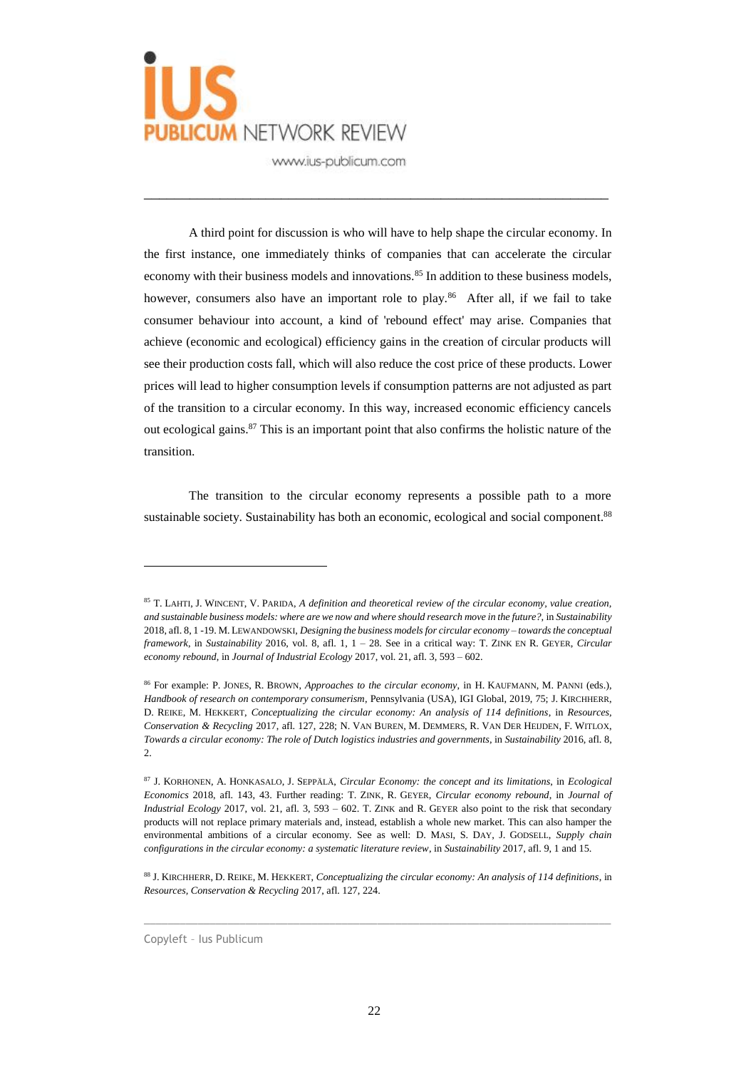A third point for discussion is who will have to help shape the circular economy. In the first instance, one immediately thinks of companies that can accelerate the circular economy with their business models and innovations.[85] In addition to these business models, however, consumers also have an important role to play.[86] After all, if we fail to take consumer behaviour into account, a kind of 'rebound effect' may arise. Companies that achieve (economic and ecological) efficiency gains in the creation of circular products will see their production costs fall, which will also reduce the cost price of these products. Lower prices will lead to higher consumption levels if consumption patterns are not adjusted as part of the transition to a circular economy. In this way, increased economic efficiency cancels out ecological gains.[87] This is an important point that also confirms the holistic nature of the transition.

The transition to the circular economy represents a possible path to a more sustainable society. Sustainability has both an economic, ecological and social component.[88]

---

[85] T. LAHTI, J. WINCENT, V. PARIDA, *A definition and theoretical review of the circular economy, value creation, and sustainable business models: where are we now and where should research move in the future?*, in *Sustainability* 2018, afl. 8, 1 -19. M. LEWANDOWSKI, *Designing the business models for circular economy – towards the conceptual framework*, in *Sustainability* 2016, vol. 8, afl. 1, 1 – 28. See in a critical way: T. ZINK EN R. GEYER, *Circular economy rebound*, in *Journal of Industrial Ecology* 2017, vol. 21, afl. 3, 593 – 602.

[86] For example: P. JONES, R. BROWN, *Approaches to the circular economy*, in H. KAUFMANN, M. PANNI (eds.), *Handbook of research on contemporary consumerism*, Pennsylvania (USA), IGI Global, 2019, 75; J. KIRCHHERR, D. REIKE, M. HEKKERT, *Conceptualizing the circular economy: An analysis of 114 definitions*, in *Resources, Conservation & Recycling* 2017, afl. 127, 228; N. VAN BUREN, M. DEMMERS, R. VAN DER HEIJDEN, F. WITLOX, *Towards a circular economy: The role of Dutch logistics industries and governments*, in *Sustainability* 2016, afl. 8, 2.

[87] J. KORHONEN, A. HONKASALO, J. SEPPÄLÄ, *Circular Economy: the concept and its limitations*, in *Ecological Economics* 2018, afl. 143, 43. Further reading: T. ZINK, R. GEYER, *Circular economy rebound*, in *Journal of Industrial Ecology* 2017, vol. 21, afl. 3, 593 – 602. T. ZINK and R. GEYER also point to the risk that secondary products will not replace primary materials and, instead, establish a whole new market. This can also hamper the environmental ambitions of a circular economy. See as well: D. MASI, S. DAY, J. GODSELL, *Supply chain configurations in the circular economy: a systematic literature review*, in *Sustainability* 2017, afl. 9, 1 and 15.

[88] J. KIRCHHERR, D. REIKE, M. HEKKERT, *Conceptualizing the circular economy: An analysis of 114 definitions*, in *Resources, Conservation & Recycling* 2017, afl. 127, 224.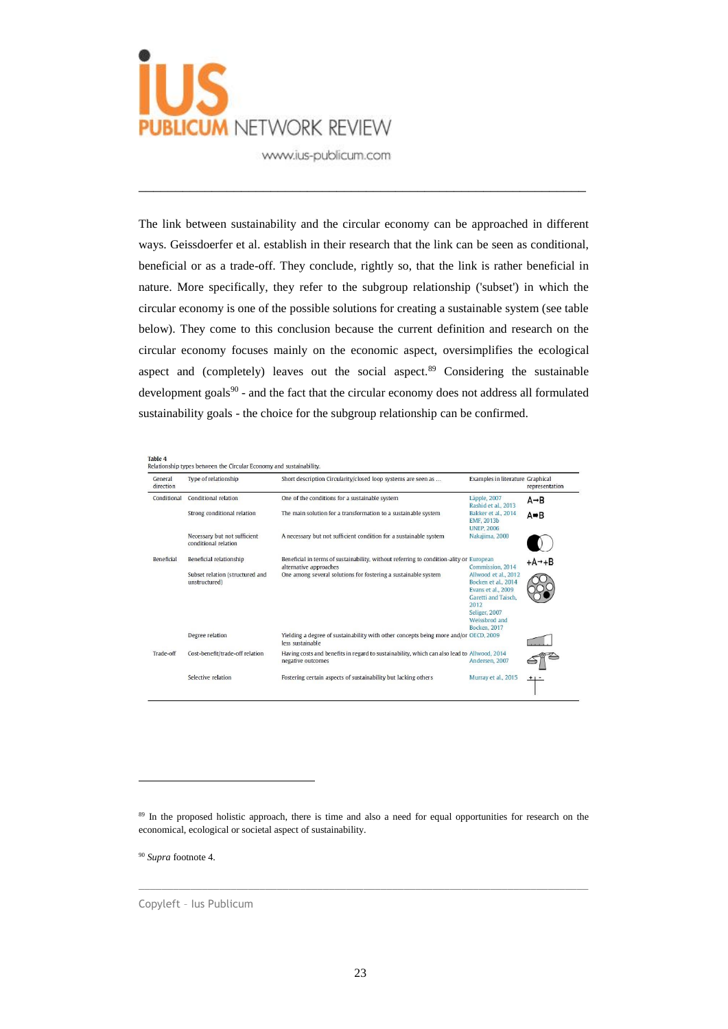The link between sustainability and the circular economy can be approached in different ways. Geissdoerfer et al. establish in their research that the link can be seen as conditional, beneficial or as a trade-off. They conclude, rightly so, that the link is rather beneficial in nature. More specifically, they refer to the subgroup relationship ('subset') in which the circular economy is one of the possible solutions for creating a sustainable system (see table below). They come to this conclusion because the current definition and research on the circular economy focuses mainly on the economic aspect, oversimplifies the ecological aspect and (completely) leaves out the social aspect.[89] Considering the sustainable development goals[90] - and the fact that the circular economy does not address all formulated sustainability goals - the choice for the subgroup relationship can be confirmed.

**Table 4**
Relationship types between the Circular Economy and sustainability.

| General direction | Type of relationship | Short description Circularity/closed loop systems are seen as ... | Examples in literature | Graphical representation |
|---|---|---|---|---|
| Conditional | Conditional relation | One of the conditions for a sustainable system | Läpple, 2007<br>Rashid et al., 2013 | A→B |
| | Strong conditional relation | The main solution for a transformation to a sustainable system | Bakker et al., 2014<br>EMF, 2013b<br>UNEP, 2006 | A⇒B |
| | Necessary but not sufficient conditional relation | A necessary but not sufficient condition for a sustainable system | Nakajima, 2000 | |
| Beneficial | Beneficial relationship | Beneficial in terms of sustainability, without referring to condition-ality or alternative approaches | European Commission, 2014 | +A→+B |
| | Subset relation (structured and unstructured) | One among several solutions for fostering a sustainable system | Allwood et al., 2012<br>Bocken et al., 2014<br>Evans et al., 2009<br>Garetti and Taisch, 2012<br>Seliger, 2007<br>Weissbrod and Bocken, 2017 | |
| | Degree relation | Yielding a degree of sustainability with other concepts being more and/or less sustainable | OECD, 2009 | |
| Trade-off | Cost-benefit/trade-off relation | Having costs and benefits in regard to sustainability, which can also lead to negative outcomes | Allwood, 2014<br>Andersen, 2007 | |
| | Selective relation | Fostering certain aspects of sustainability but lacking others | Murray et al., 2015 | + - |

[89] In the proposed holistic approach, there is time and also a need for equal opportunities for research on the economical, ecological or societal aspect of sustainability.

[90] *Supra* footnote 4.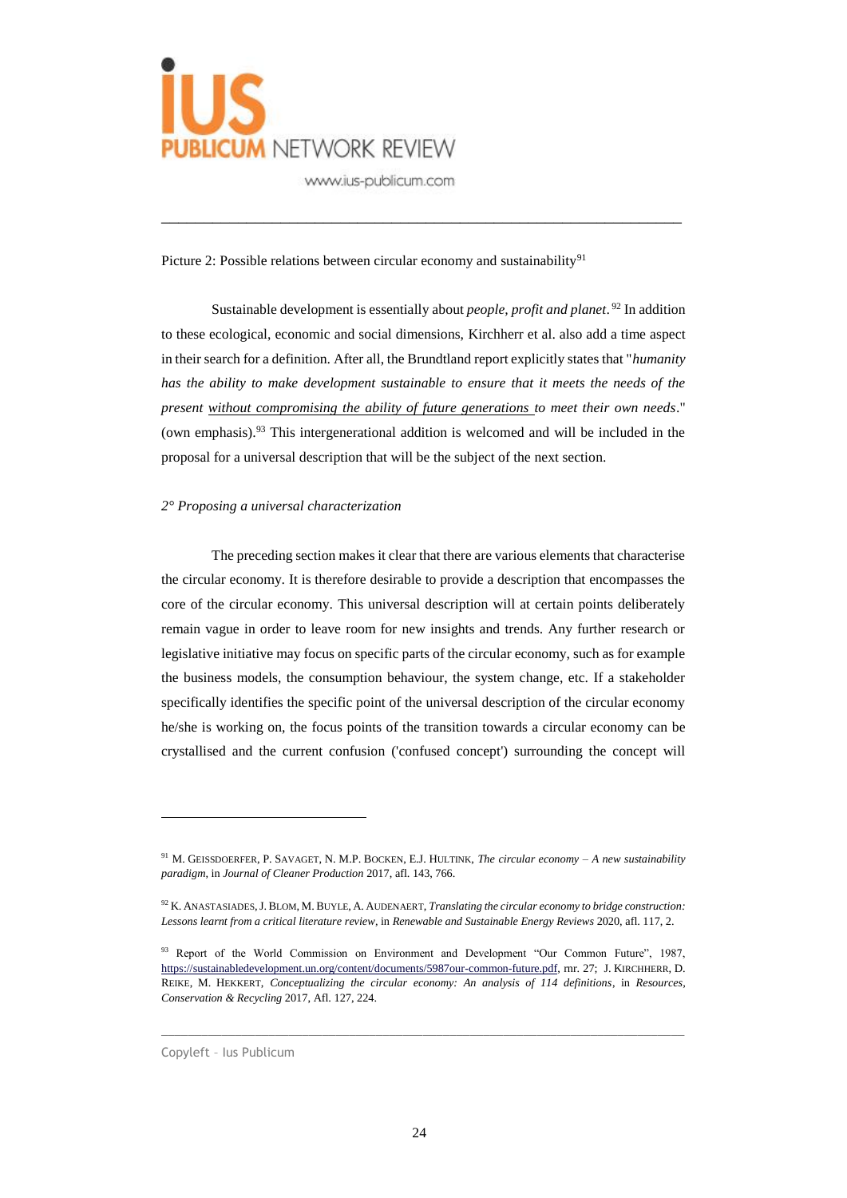Picture 2: Possible relations between circular economy and sustainability[91]

Sustainable development is essentially about *people, profit and planet*.[92] In addition to these ecological, economic and social dimensions, Kirchherr et al. also add a time aspect in their search for a definition. After all, the Brundtland report explicitly states that "*humanity has the ability to make development sustainable to ensure that it meets the needs of the present* ***without compromising the ability of future generations*** *to meet their own needs*." (own emphasis).[93] This intergenerational addition is welcomed and will be included in the proposal for a universal description that will be the subject of the next section.

*2° Proposing a universal characterization*

The preceding section makes it clear that there are various elements that characterise the circular economy. It is therefore desirable to provide a description that encompasses the core of the circular economy. This universal description will at certain points deliberately remain vague in order to leave room for new insights and trends. Any further research or legislative initiative may focus on specific parts of the circular economy, such as for example the business models, the consumption behaviour, the system change, etc. If a stakeholder specifically identifies the specific point of the universal description of the circular economy he/she is working on, the focus points of the transition towards a circular economy can be crystallised and the current confusion ('confused concept') surrounding the concept will

---

[91] M. Geissdoerfer, P. Savaget, N. M.P. Bocken, E.J. Hultink, *The circular economy – A new sustainability paradigm*, in *Journal of Cleaner Production* 2017, afl. 143, 766.

[92] K. Anastasiades, J. Blom, M. Buyle, A. Audenaert, *Translating the circular economy to bridge construction: Lessons learnt from a critical literature review*, in *Renewable and Sustainable Energy Reviews* 2020, afl. 117, 2.

[93] Report of the World Commission on Environment and Development "Our Common Future", 1987, https://sustainabledevelopment.un.org/content/documents/5987our-common-future.pdf, rnr. 27; J. Kirchherr, D. Reike, M. Hekkert, *Conceptualizing the circular economy: An analysis of 114 definitions*, in *Resources, Conservation & Recycling* 2017, Afl. 127, 224.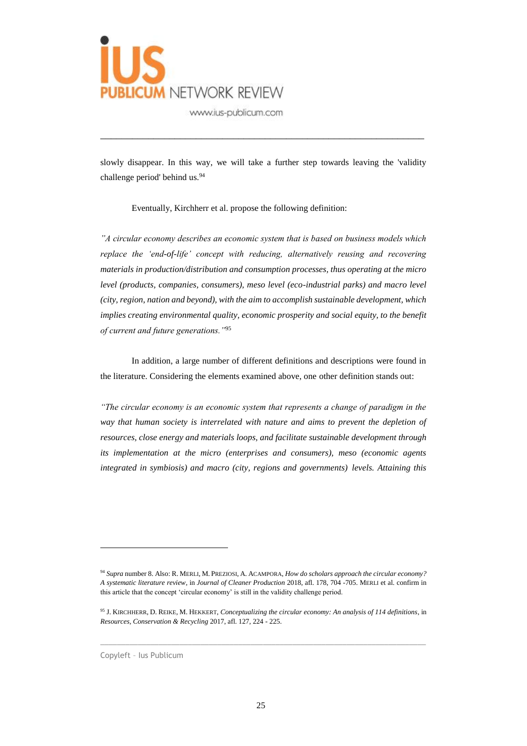slowly disappear. In this way, we will take a further step towards leaving the 'validity challenge period' behind us.[94]

Eventually, Kirchherr et al. propose the following definition:

*"A circular economy describes an economic system that is based on business models which replace the 'end-of-life' concept with reducing, alternatively reusing and recovering materials in production/distribution and consumption processes, thus operating at the micro level (products, companies, consumers), meso level (eco-industrial parks) and macro level (city, region, nation and beyond), with the aim to accomplish sustainable development, which implies creating environmental quality, economic prosperity and social equity, to the benefit of current and future generations."*[95]

In addition, a large number of different definitions and descriptions were found in the literature. Considering the elements examined above, one other definition stands out:

*"The circular economy is an economic system that represents a change of paradigm in the way that human society is interrelated with nature and aims to prevent the depletion of resources, close energy and materials loops, and facilitate sustainable development through its implementation at the micro (enterprises and consumers), meso (economic agents integrated in symbiosis) and macro (city, regions and governments) levels. Attaining this*

---

[94] *Supra* number 8. Also: R. MERLI, M. PREZIOSI, A. ACAMPORA, *How do scholars approach the circular economy? A systematic literature review*, in *Journal of Cleaner Production* 2018, afl. 178, 704 -705. MERLI et al. confirm in this article that the concept 'circular economy' is still in the validity challenge period.

[95] J. KIRCHHERR, D. REIKE, M. HEKKERT, *Conceptualizing the circular economy: An analysis of 114 definitions*, in *Resources, Conservation & Recycling* 2017, afl. 127, 224 - 225.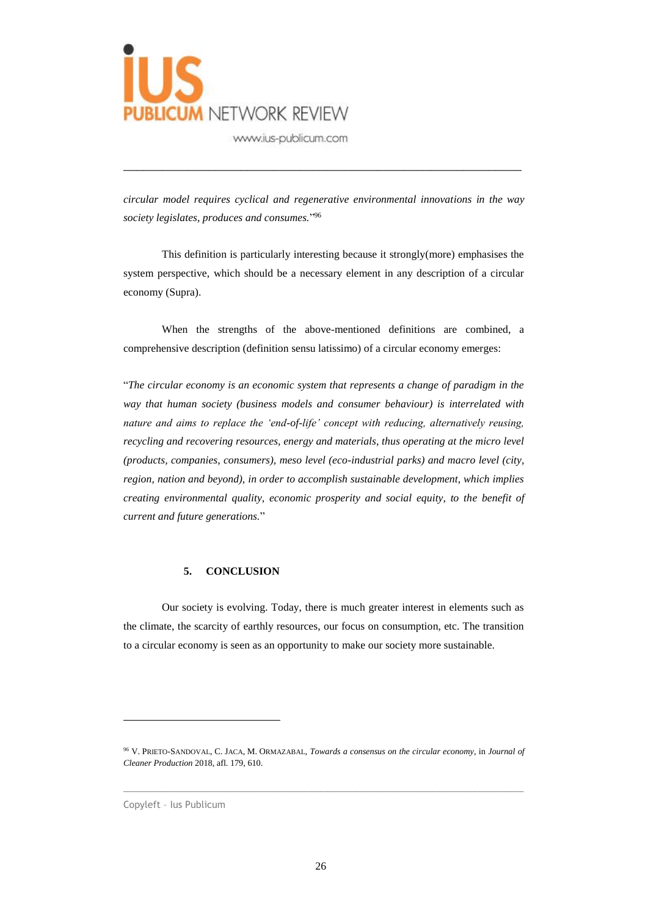*circular model requires cyclical and regenerative environmental innovations in the way society legislates, produces and consumes.*"[96]

This definition is particularly interesting because it strongly(more) emphasises the system perspective, which should be a necessary element in any description of a circular economy (Supra).

When the strengths of the above-mentioned definitions are combined, a comprehensive description (definition sensu latissimo) of a circular economy emerges:

"*The circular economy is an economic system that represents a change of paradigm in the way that human society (business models and consumer behaviour) is interrelated with nature and aims to replace the 'end-of-life' concept with reducing, alternatively reusing, recycling and recovering resources, energy and materials, thus operating at the micro level (products, companies, consumers), meso level (eco-industrial parks) and macro level (city, region, nation and beyond), in order to accomplish sustainable development, which implies creating environmental quality, economic prosperity and social equity, to the benefit of current and future generations.*"

## 5. CONCLUSION

Our society is evolving. Today, there is much greater interest in elements such as the climate, the scarcity of earthly resources, our focus on consumption, etc. The transition to a circular economy is seen as an opportunity to make our society more sustainable.

---

[96] V. PRIETO-SANDOVAL, C. JACA, M. ORMAZABAL, *Towards a consensus on the circular economy*, in *Journal of Cleaner Production* 2018, afl. 179, 610.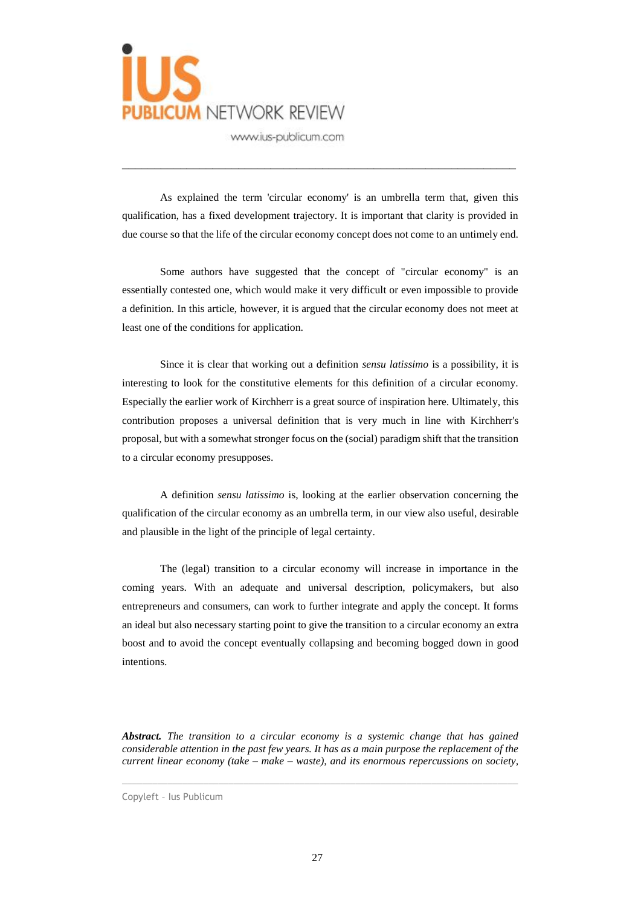As explained the term 'circular economy' is an umbrella term that, given this qualification, has a fixed development trajectory. It is important that clarity is provided in due course so that the life of the circular economy concept does not come to an untimely end.

Some authors have suggested that the concept of "circular economy" is an essentially contested one, which would make it very difficult or even impossible to provide a definition. In this article, however, it is argued that the circular economy does not meet at least one of the conditions for application.

Since it is clear that working out a definition *sensu latissimo* is a possibility, it is interesting to look for the constitutive elements for this definition of a circular economy. Especially the earlier work of Kirchherr is a great source of inspiration here. Ultimately, this contribution proposes a universal definition that is very much in line with Kirchherr's proposal, but with a somewhat stronger focus on the (social) paradigm shift that the transition to a circular economy presupposes.

A definition *sensu latissimo* is, looking at the earlier observation concerning the qualification of the circular economy as an umbrella term, in our view also useful, desirable and plausible in the light of the principle of legal certainty.

The (legal) transition to a circular economy will increase in importance in the coming years. With an adequate and universal description, policymakers, but also entrepreneurs and consumers, can work to further integrate and apply the concept. It forms an ideal but also necessary starting point to give the transition to a circular economy an extra boost and to avoid the concept eventually collapsing and becoming bogged down in good intentions.

***Abstract.*** *The transition to a circular economy is a systemic change that has gained considerable attention in the past few years. It has as a main purpose the replacement of the current linear economy (take – make – waste), and its enormous repercussions on society,*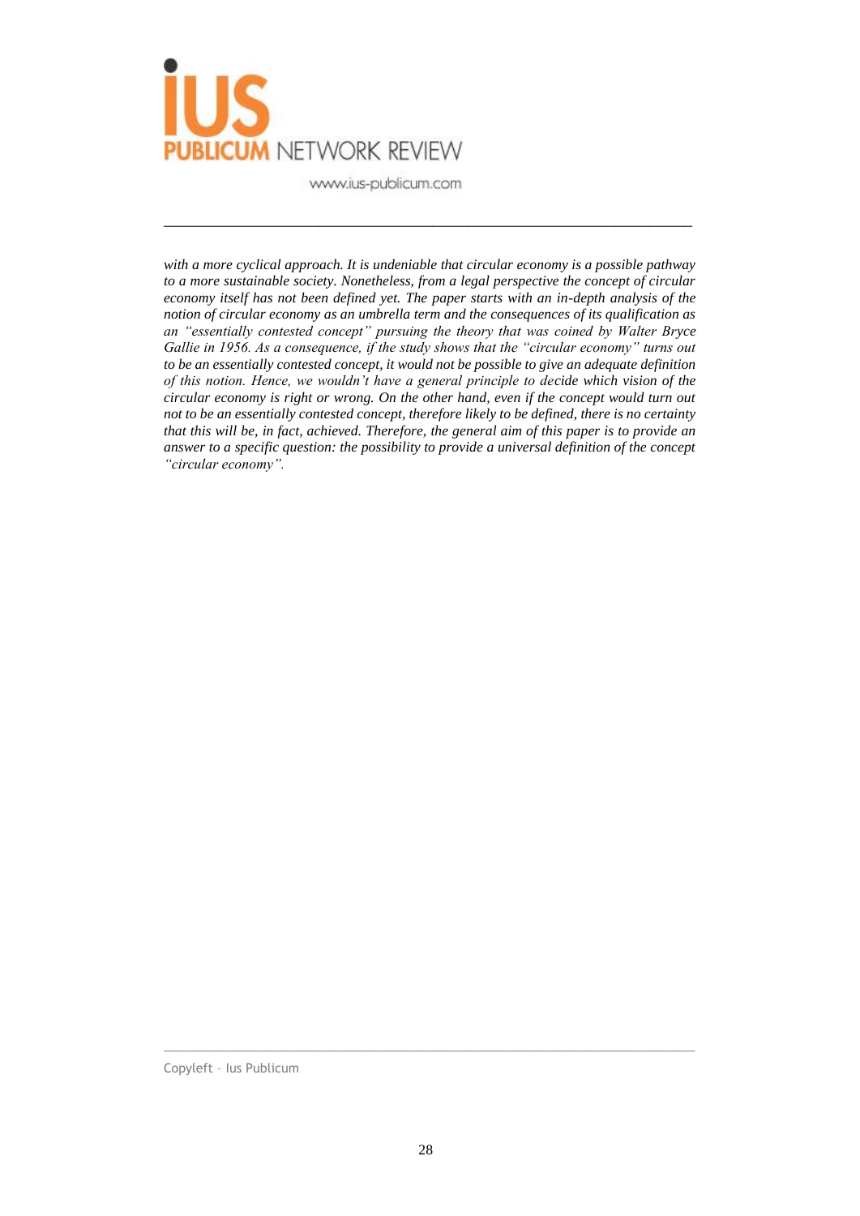*with a more cyclical approach. It is undeniable that circular economy is a possible pathway to a more sustainable society. Nonetheless, from a legal perspective the concept of circular economy itself has not been defined yet. The paper starts with an in-depth analysis of the notion of circular economy as an umbrella term and the consequences of its qualification as an "essentially contested concept" pursuing the theory that was coined by Walter Bryce Gallie in 1956. As a consequence, if the study shows that the "circular economy" turns out to be an essentially contested concept, it would not be possible to give an adequate definition of this notion. Hence, we wouldn't have a general principle to decide which vision of the circular economy is right or wrong. On the other hand, even if the concept would turn out not to be an essentially contested concept, therefore likely to be defined, there is no certainty that this will be, in fact, achieved. Therefore, the general aim of this paper is to provide an answer to a specific question: the possibility to provide a universal definition of the concept "circular economy".*